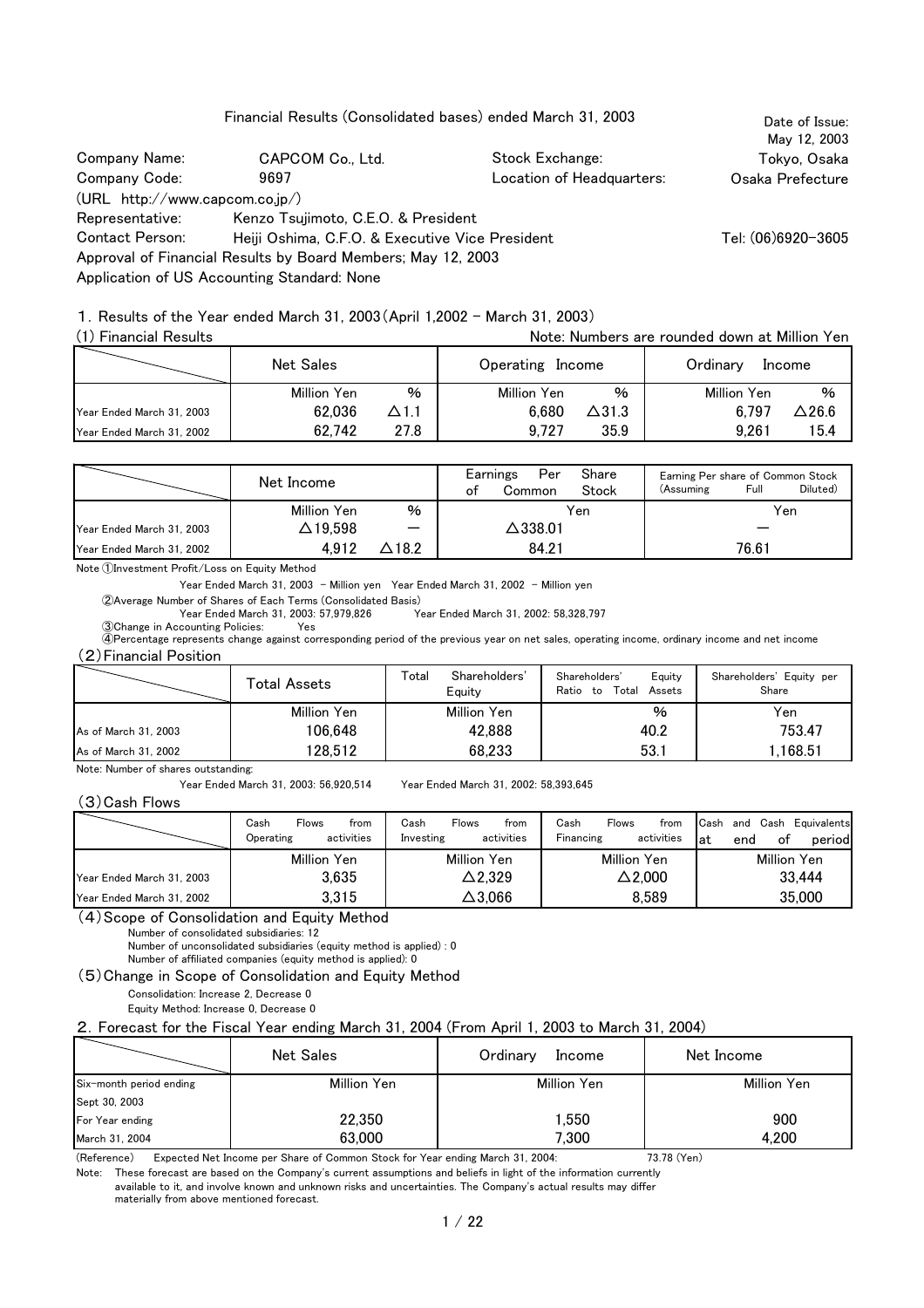# Financial Results (Consolidated bases) ended March 31, 2003

Date of Issue: May 12, 2003

| | | | |
|---|---|---|---|
| Company Name: | CAPCOM Co., Ltd. | Stock Exchange: | Tokyo, Osaka |
| Company Code: | 9697 | Location of Headquarters: | Osaka Prefecture |

(URL http://www.capcom.co.jp/)

Representative: Kenzo Tsujimoto, C.E.O. & President

Contact Person: Heiji Oshima, C.F.O. & Executive Vice President Tel: (06)6920-3605

Approval of Financial Results by Board Members; May 12, 2003

Application of US Accounting Standard: None

## 1. Results of the Year ended March 31, 2003 (April 1,2002 - March 31, 2003)

### (1) Financial Results

Note: Numbers are rounded down at Million Yen

| | Net Sales | | Operating Income | | Ordinary Income | |
|---|---|---|---|---|---|---|
| | Million Yen | % | Million Yen | % | Million Yen | % |
| Year Ended March 31, 2003 | 62,036 | △1.1 | 6,680 | △31.3 | 6,797 | △26.6 |
| Year Ended March 31, 2002 | 62,742 | 27.8 | 9,727 | 35.9 | 9,261 | 15.4 |

| | Net Income | | Earnings Per Share of Common Stock | Earning Per share of Common Stock (Assuming Full Diluted) |
|---|---|---|---|---|
| | Million Yen | % | Yen | Yen |
| Year Ended March 31, 2003 | △19,598 | — | △338.01 | — |
| Year Ended March 31, 2002 | 4,912 | △18.2 | 84.21 | 76.61 |

Note ①Investment Profit/Loss on Equity Method

Year Ended March 31, 2003 - Million yen Year Ended March 31, 2002 - Million yen

②Average Number of Shares of Each Terms (Consolidated Basis)

Year Ended March 31, 2003: 57,979,826 Year Ended March 31, 2002: 58,328,797

③Change in Accounting Policies: Yes

④Percentage represents change against corresponding period of the previous year on net sales, operating income, ordinary income and net income

### (2) Financial Position

| | Total Assets | Total Shareholders' Equity | Shareholders' Equity Ratio to Total Assets | Shareholders' Equity per Share |
|---|---|---|---|---|
| | Million Yen | Million Yen | % | Yen |
| As of March 31, 2003 | 106,648 | 42,888 | 40.2 | 753.47 |
| As of March 31, 2002 | 128,512 | 68,233 | 53.1 | 1,168.51 |

Note: Number of shares outstanding:

Year Ended March 31, 2003: 56,920,514 Year Ended March 31, 2002: 58,393,645

### (3) Cash Flows

| | Cash Flows from Operating activities | Cash Flows from Investing activities | Cash Flows from Financing activities | Cash and Cash Equivalents at end of period |
|---|---|---|---|---|
| | Million Yen | Million Yen | Million Yen | Million Yen |
| Year Ended March 31, 2003 | 3,635 | △2,329 | △2,000 | 33,444 |
| Year Ended March 31, 2002 | 3,315 | △3,066 | 8,589 | 35,000 |

### (4) Scope of Consolidation and Equity Method

Number of consolidated subsidiaries: 12

Number of unconsolidated subsidiaries (equity method is applied) : 0

Number of affiliated companies (equity method is applied): 0

### (5) Change in Scope of Consolidation and Equity Method

Consolidation: Increase 2, Decrease 0

Equity Method: Increase 0, Decrease 0

## 2. Forecast for the Fiscal Year ending March 31, 2004 (From April 1, 2003 to March 31, 2004)

| | Net Sales | Ordinary Income | Net Income |
|---|---|---|---|
| | Million Yen | Million Yen | Million Yen |
| Six-month period ending Sept 30, 2003 | 22,350 | 1,550 | 900 |
| For Year ending March 31, 2004 | 63,000 | 7,300 | 4,200 |

(Reference) Expected Net Income per Share of Common Stock for Year ending March 31, 2004: 73.78 (Yen)

Note: These forecast are based on the Company's current assumptions and beliefs in light of the information currently available to it, and involve known and unknown risks and uncertainties. The Company's actual results may differ materially from above mentioned forecast.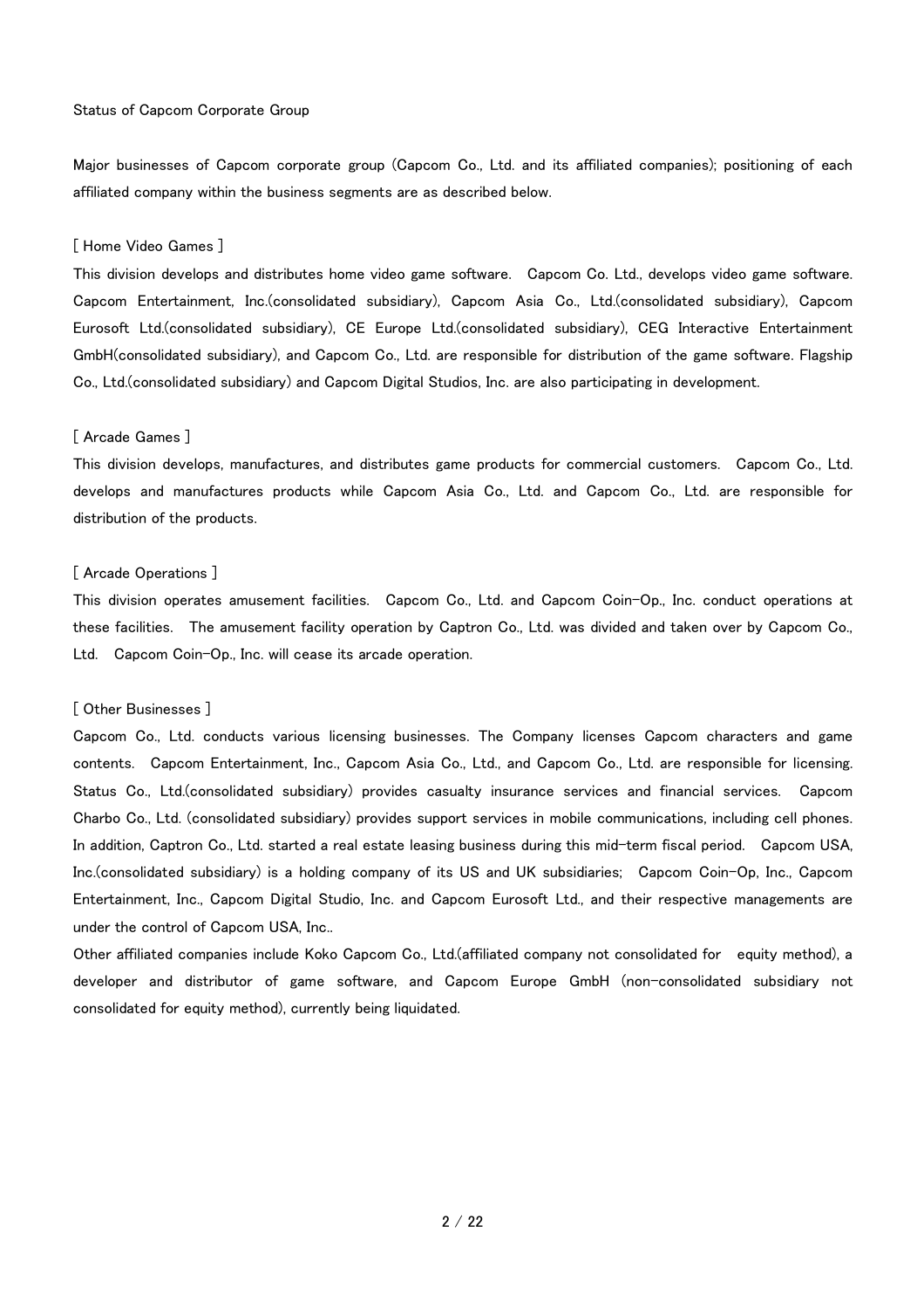# Status of Capcom Corporate Group

Major businesses of Capcom corporate group (Capcom Co., Ltd. and its affiliated companies); positioning of each affiliated company within the business segments are as described below.

## [ Home Video Games ]

This division develops and distributes home video game software. Capcom Co. Ltd., develops video game software. Capcom Entertainment, Inc.(consolidated subsidiary), Capcom Asia Co., Ltd.(consolidated subsidiary), Capcom Eurosoft Ltd.(consolidated subsidiary), CE Europe Ltd.(consolidated subsidiary), CEG Interactive Entertainment GmbH(consolidated subsidiary), and Capcom Co., Ltd. are responsible for distribution of the game software. Flagship Co., Ltd.(consolidated subsidiary) and Capcom Digital Studios, Inc. are also participating in development.

## [ Arcade Games ]

This division develops, manufactures, and distributes game products for commercial customers. Capcom Co., Ltd. develops and manufactures products while Capcom Asia Co., Ltd. and Capcom Co., Ltd. are responsible for distribution of the products.

## [ Arcade Operations ]

This division operates amusement facilities. Capcom Co., Ltd. and Capcom Coin-Op., Inc. conduct operations at these facilities. The amusement facility operation by Captron Co., Ltd. was divided and taken over by Capcom Co., Ltd. Capcom Coin-Op., Inc. will cease its arcade operation.

## [ Other Businesses ]

Capcom Co., Ltd. conducts various licensing businesses. The Company licenses Capcom characters and game contents. Capcom Entertainment, Inc., Capcom Asia Co., Ltd., and Capcom Co., Ltd. are responsible for licensing. Status Co., Ltd.(consolidated subsidiary) provides casualty insurance services and financial services. Capcom Charbo Co., Ltd. (consolidated subsidiary) provides support services in mobile communications, including cell phones. In addition, Captron Co., Ltd. started a real estate leasing business during this mid-term fiscal period. Capcom USA, Inc.(consolidated subsidiary) is a holding company of its US and UK subsidiaries; Capcom Coin-Op, Inc., Capcom Entertainment, Inc., Capcom Digital Studio, Inc. and Capcom Eurosoft Ltd., and their respective managements are under the control of Capcom USA, Inc..

Other affiliated companies include Koko Capcom Co., Ltd.(affiliated company not consolidated for equity method), a developer and distributor of game software, and Capcom Europe GmbH (non-consolidated subsidiary not consolidated for equity method), currently being liquidated.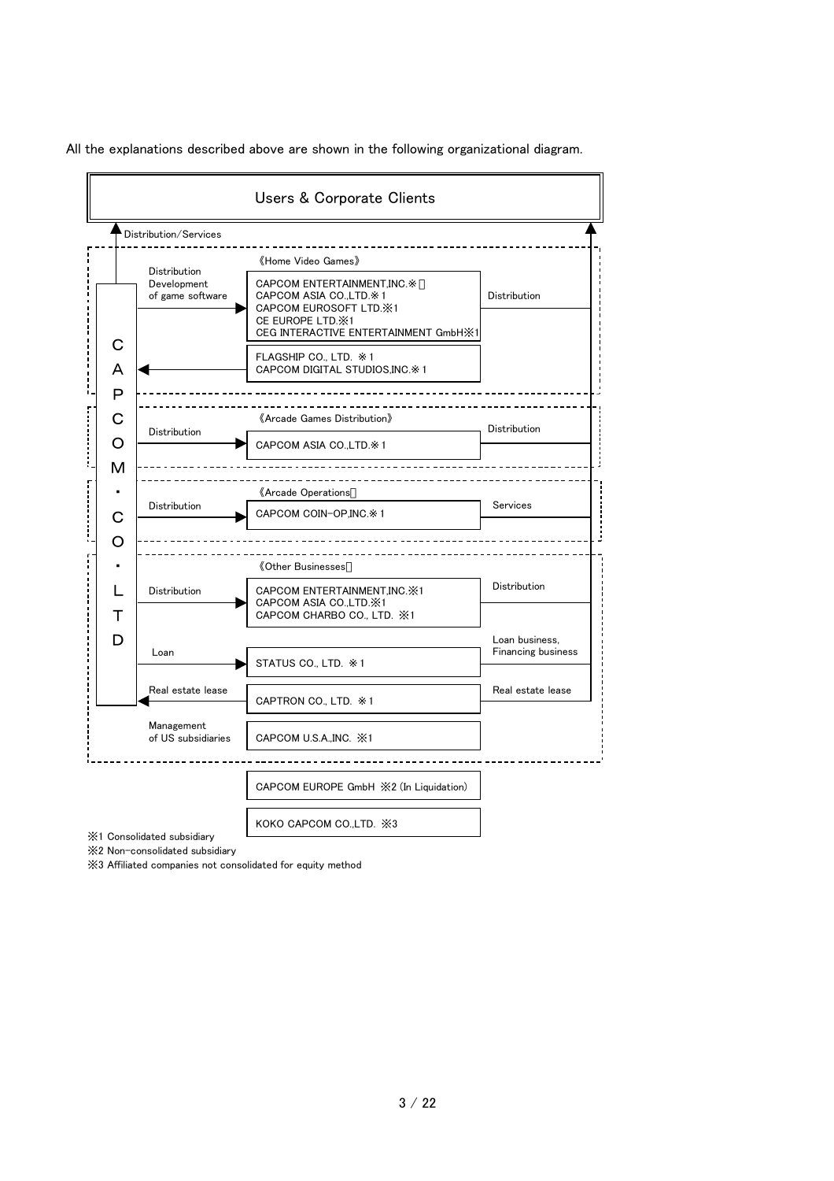All the explanations described above are shown in the following organizational diagram.

**Users & Corporate Clients**

Distribution/Services

**CAPCOM CO., LTD**

《Home Video Games》

| CAPCOM CO., LTD → | Company | → Users & Corporate Clients |
| --- | --- | --- |
| Distribution, Development of game software → | CAPCOM ENTERTAINMENT,INC.※1<br>CAPCOM ASIA CO.,LTD.※1<br>CAPCOM EUROSOFT LTD.※1<br>CE EUROPE LTD.※1<br>CEG INTERACTIVE ENTERTAINMENT GmbH※1 | Distribution |
| ← | FLAGSHIP CO., LTD. ※1<br>CAPCOM DIGITAL STUDIOS,INC.※1 | |

《Arcade Games Distribution》

| CAPCOM CO., LTD → | Company | → Users & Corporate Clients |
| --- | --- | --- |
| Distribution → | CAPCOM ASIA CO.,LTD.※1 | Distribution |

《Arcade Operations》

| CAPCOM CO., LTD → | Company | → Users & Corporate Clients |
| --- | --- | --- |
| Distribution → | CAPCOM COIN-OP,INC.※1 | Services |

《Other Businesses》

| CAPCOM CO., LTD → | Company | → Users & Corporate Clients |
| --- | --- | --- |
| Distribution → | CAPCOM ENTERTAINMENT,INC.※1<br>CAPCOM ASIA CO.,LTD.※1<br>CAPCOM CHARBO CO., LTD. ※1 | Distribution |
| Loan → | STATUS CO., LTD. ※1 | Loan business, Financing business |
| ← Real estate lease | CAPTRON CO., LTD. ※1 | Real estate lease |
| Management of US subsidiaries | CAPCOM U.S.A.,INC. ※1 | |

CAPCOM EUROPE GmbH ※2 (In Liquidation)

KOKO CAPCOM CO.,LTD. ※3

※1 Consolidated subsidiary
※2 Non-consolidated subsidiary
※3 Affiliated companies not consolidated for equity method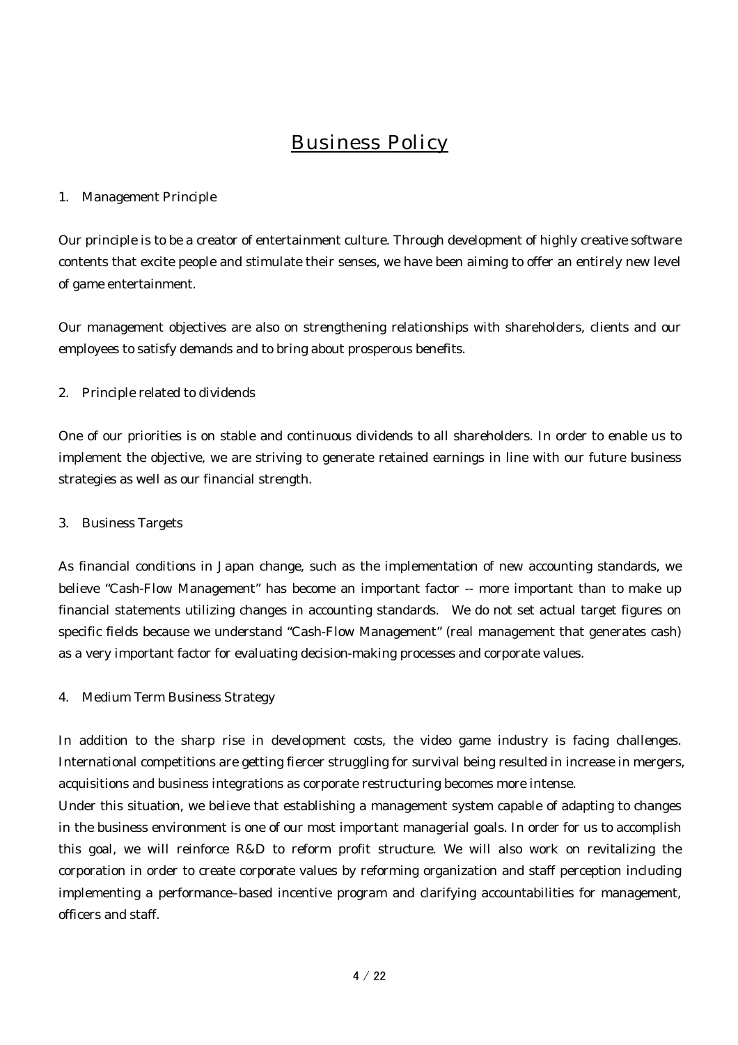# Business Policy

## 1. Management Principle

Our principle is to be a creator of entertainment culture. Through development of highly creative software contents that excite people and stimulate their senses, we have been aiming to offer an entirely new level of game entertainment.

Our management objectives are also on strengthening relationships with shareholders, clients and our employees to satisfy demands and to bring about prosperous benefits.

## 2. Principle related to dividends

One of our priorities is on stable and continuous dividends to all shareholders. In order to enable us to implement the objective, we are striving to generate retained earnings in line with our future business strategies as well as our financial strength.

## 3. Business Targets

As financial conditions in Japan change, such as the implementation of new accounting standards, we believe "Cash-Flow Management" has become an important factor -- more important than to make up financial statements utilizing changes in accounting standards. We do not set actual target figures on specific fields because we understand "Cash-Flow Management" (real management that generates cash) as a very important factor for evaluating decision-making processes and corporate values.

## 4. Medium Term Business Strategy

In addition to the sharp rise in development costs, the video game industry is facing challenges. International competitions are getting fiercer struggling for survival being resulted in increase in mergers, acquisitions and business integrations as corporate restructuring becomes more intense.

Under this situation, we believe that establishing a management system capable of adapting to changes in the business environment is one of our most important managerial goals. In order for us to accomplish this goal, we will reinforce R&D to reform profit structure. We will also work on revitalizing the corporation in order to create corporate values by reforming organization and staff perception including implementing a performance-based incentive program and clarifying accountabilities for management, officers and staff.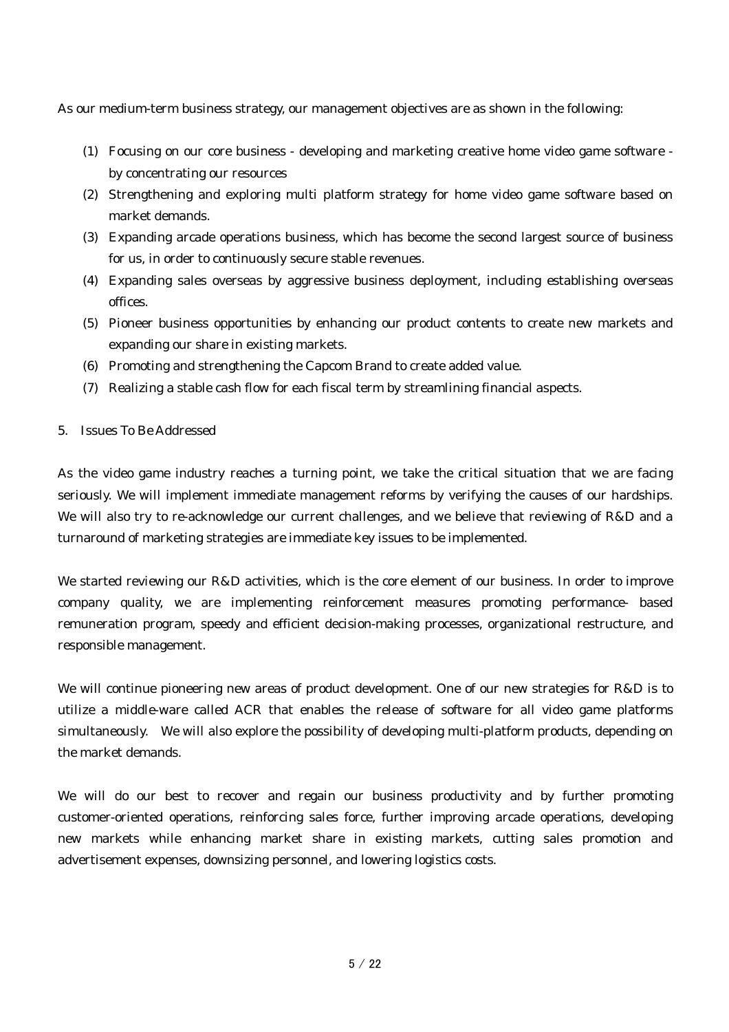As our medium-term business strategy, our management objectives are as shown in the following:

(1) Focusing on our core business - developing and marketing creative home video game software - by concentrating our resources
(2) Strengthening and exploring multi platform strategy for home video game software based on market demands.
(3) Expanding arcade operations business, which has become the second largest source of business for us, in order to continuously secure stable revenues.
(4) Expanding sales overseas by aggressive business deployment, including establishing overseas offices.
(5) Pioneer business opportunities by enhancing our product contents to create new markets and expanding our share in existing markets.
(6) Promoting and strengthening the Capcom Brand to create added value.
(7) Realizing a stable cash flow for each fiscal term by streamlining financial aspects.

## 5. Issues To Be Addressed

As the video game industry reaches a turning point, we take the critical situation that we are facing seriously. We will implement immediate management reforms by verifying the causes of our hardships. We will also try to re-acknowledge our current challenges, and we believe that reviewing of R&D and a turnaround of marketing strategies are immediate key issues to be implemented.

We started reviewing our R&D activities, which is the core element of our business. In order to improve company quality, we are implementing reinforcement measures promoting performance- based remuneration program, speedy and efficient decision-making processes, organizational restructure, and responsible management.

We will continue pioneering new areas of product development. One of our new strategies for R&D is to utilize a middle-ware called ACR that enables the release of software for all video game platforms simultaneously. We will also explore the possibility of developing multi-platform products, depending on the market demands.

We will do our best to recover and regain our business productivity and by further promoting customer-oriented operations, reinforcing sales force, further improving arcade operations, developing new markets while enhancing market share in existing markets, cutting sales promotion and advertisement expenses, downsizing personnel, and lowering logistics costs.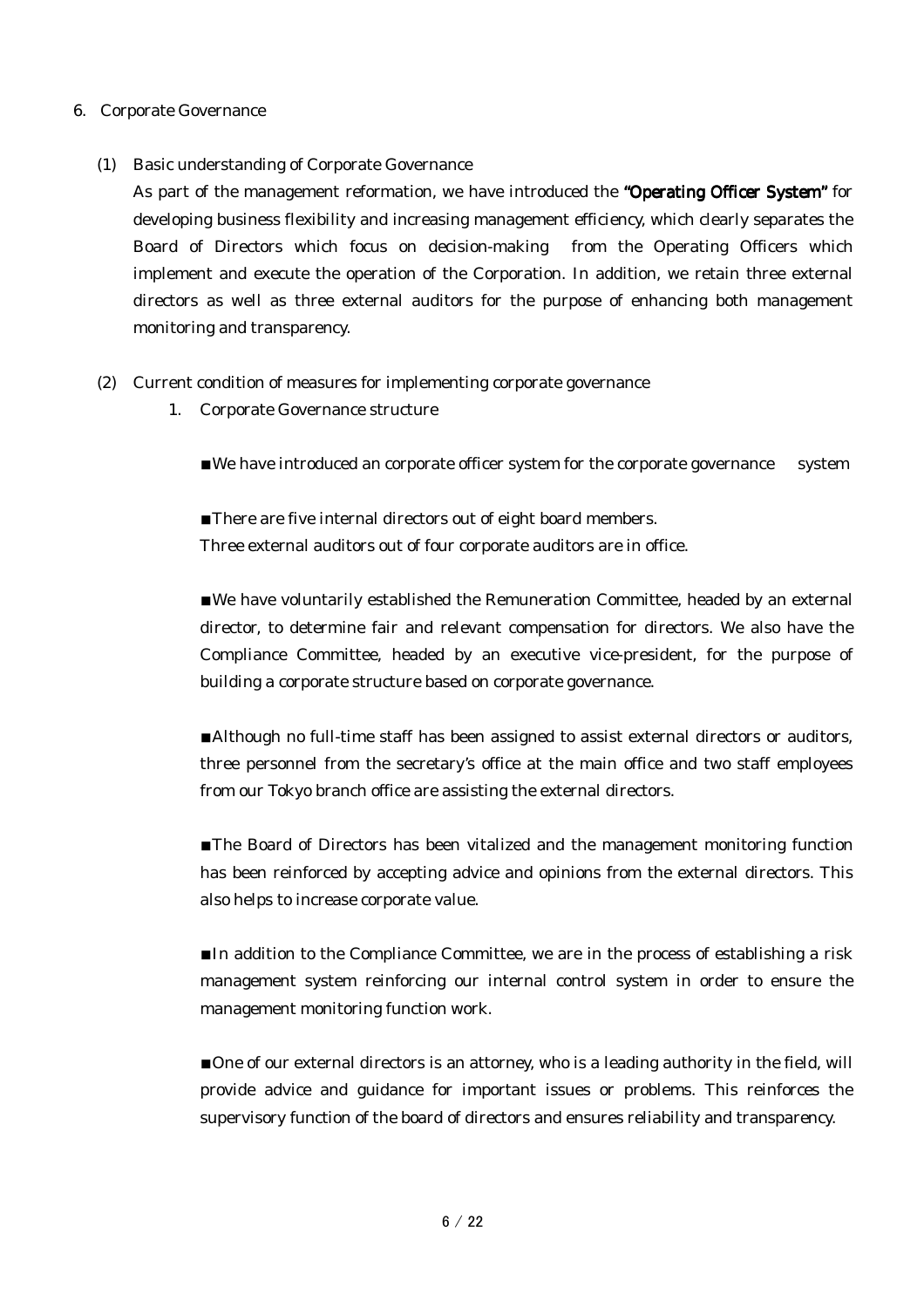## 6. Corporate Governance

### (1) Basic understanding of Corporate Governance

As part of the management reformation, we have introduced the **"Operating Officer System"** for developing business flexibility and increasing management efficiency, which clearly separates the Board of Directors which focus on decision-making from the Operating Officers which implement and execute the operation of the Corporation. In addition, we retain three external directors as well as three external auditors for the purpose of enhancing both management monitoring and transparency.

### (2) Current condition of measures for implementing corporate governance

1. Corporate Governance structure

■We have introduced an corporate officer system for the corporate governance system

■There are five internal directors out of eight board members.
Three external auditors out of four corporate auditors are in office.

■We have voluntarily established the Remuneration Committee, headed by an external director, to determine fair and relevant compensation for directors. We also have the Compliance Committee, headed by an executive vice-president, for the purpose of building a corporate structure based on corporate governance.

■Although no full-time staff has been assigned to assist external directors or auditors, three personnel from the secretary's office at the main office and two staff employees from our Tokyo branch office are assisting the external directors.

■The Board of Directors has been vitalized and the management monitoring function has been reinforced by accepting advice and opinions from the external directors. This also helps to increase corporate value.

■In addition to the Compliance Committee, we are in the process of establishing a risk management system reinforcing our internal control system in order to ensure the management monitoring function work.

■One of our external directors is an attorney, who is a leading authority in the field, will provide advice and guidance for important issues or problems. This reinforces the supervisory function of the board of directors and ensures reliability and transparency.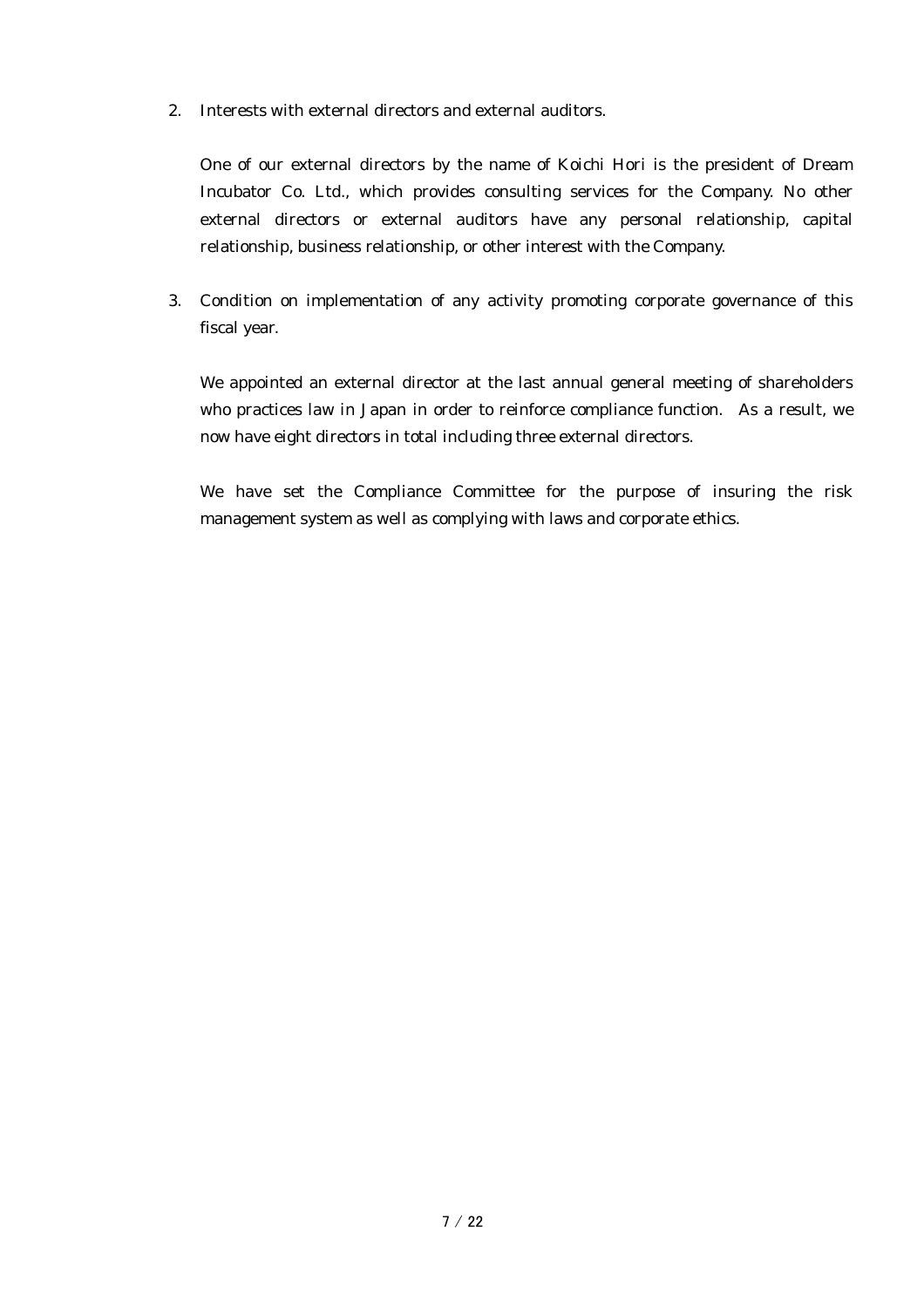2. Interests with external directors and external auditors.

   One of our external directors by the name of Koichi Hori is the president of Dream Incubator Co. Ltd., which provides consulting services for the Company. No other external directors or external auditors have any personal relationship, capital relationship, business relationship, or other interest with the Company.

3. Condition on implementation of any activity promoting corporate governance of this fiscal year.

   We appointed an external director at the last annual general meeting of shareholders who practices law in Japan in order to reinforce compliance function. As a result, we now have eight directors in total including three external directors.

   We have set the Compliance Committee for the purpose of insuring the risk management system as well as complying with laws and corporate ethics.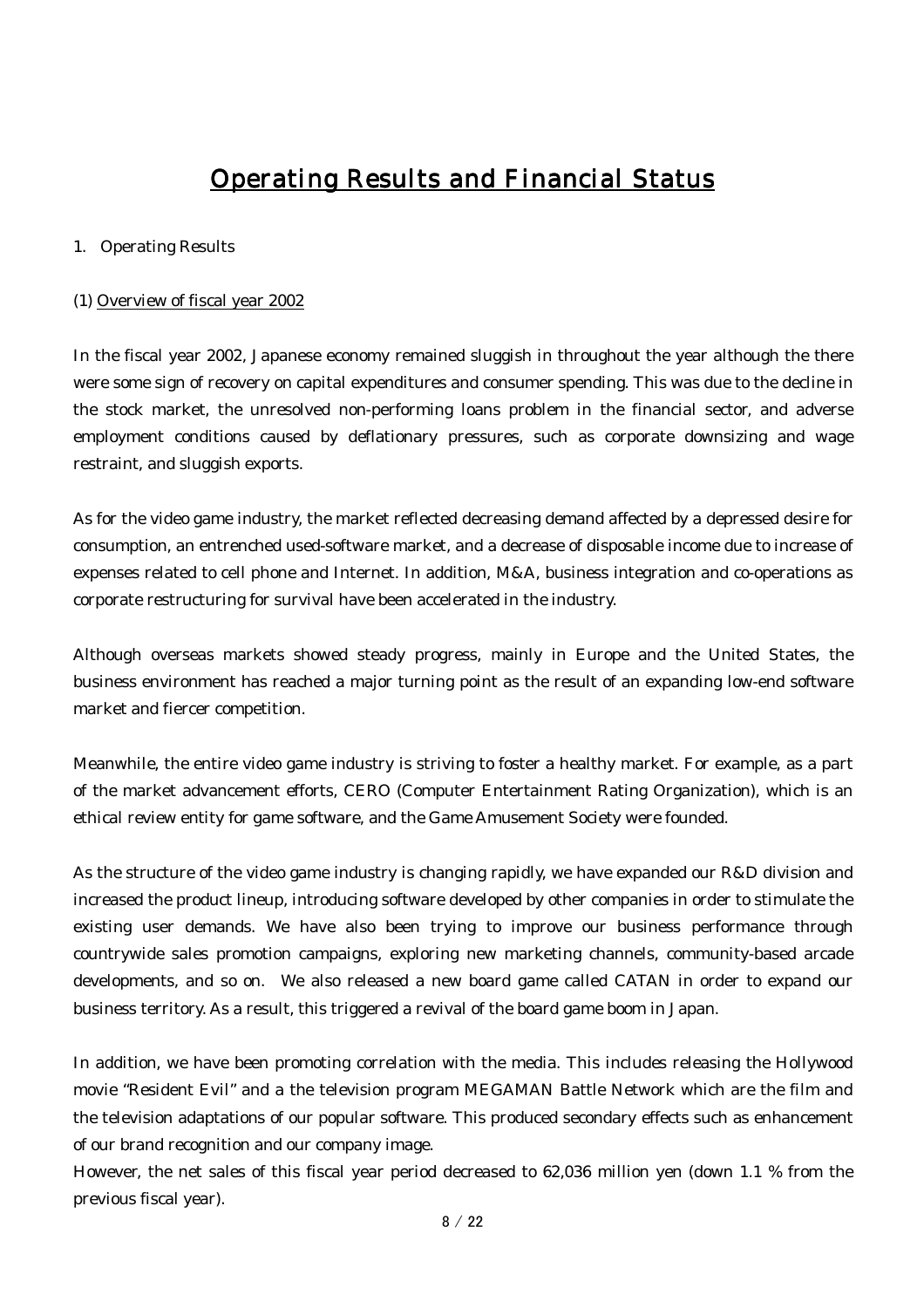# Operating Results and Financial Status

1. Operating Results

(1) Overview of fiscal year 2002

In the fiscal year 2002, Japanese economy remained sluggish in throughout the year although the there were some sign of recovery on capital expenditures and consumer spending. This was due to the decline in the stock market, the unresolved non-performing loans problem in the financial sector, and adverse employment conditions caused by deflationary pressures, such as corporate downsizing and wage restraint, and sluggish exports.

As for the video game industry, the market reflected decreasing demand affected by a depressed desire for consumption, an entrenched used-software market, and a decrease of disposable income due to increase of expenses related to cell phone and Internet. In addition, M&A, business integration and co-operations as corporate restructuring for survival have been accelerated in the industry.

Although overseas markets showed steady progress, mainly in Europe and the United States, the business environment has reached a major turning point as the result of an expanding low-end software market and fiercer competition.

Meanwhile, the entire video game industry is striving to foster a healthy market. For example, as a part of the market advancement efforts, CERO (Computer Entertainment Rating Organization), which is an ethical review entity for game software, and the Game Amusement Society were founded.

As the structure of the video game industry is changing rapidly, we have expanded our R&D division and increased the product lineup, introducing software developed by other companies in order to stimulate the existing user demands. We have also been trying to improve our business performance through countrywide sales promotion campaigns, exploring new marketing channels, community-based arcade developments, and so on. We also released a new board game called CATAN in order to expand our business territory. As a result, this triggered a revival of the board game boom in Japan.

In addition, we have been promoting correlation with the media. This includes releasing the Hollywood movie "Resident Evil" and a the television program MEGAMAN Battle Network which are the film and the television adaptations of our popular software. This produced secondary effects such as enhancement of our brand recognition and our company image.

However, the net sales of this fiscal year period decreased to 62,036 million yen (down 1.1 % from the previous fiscal year).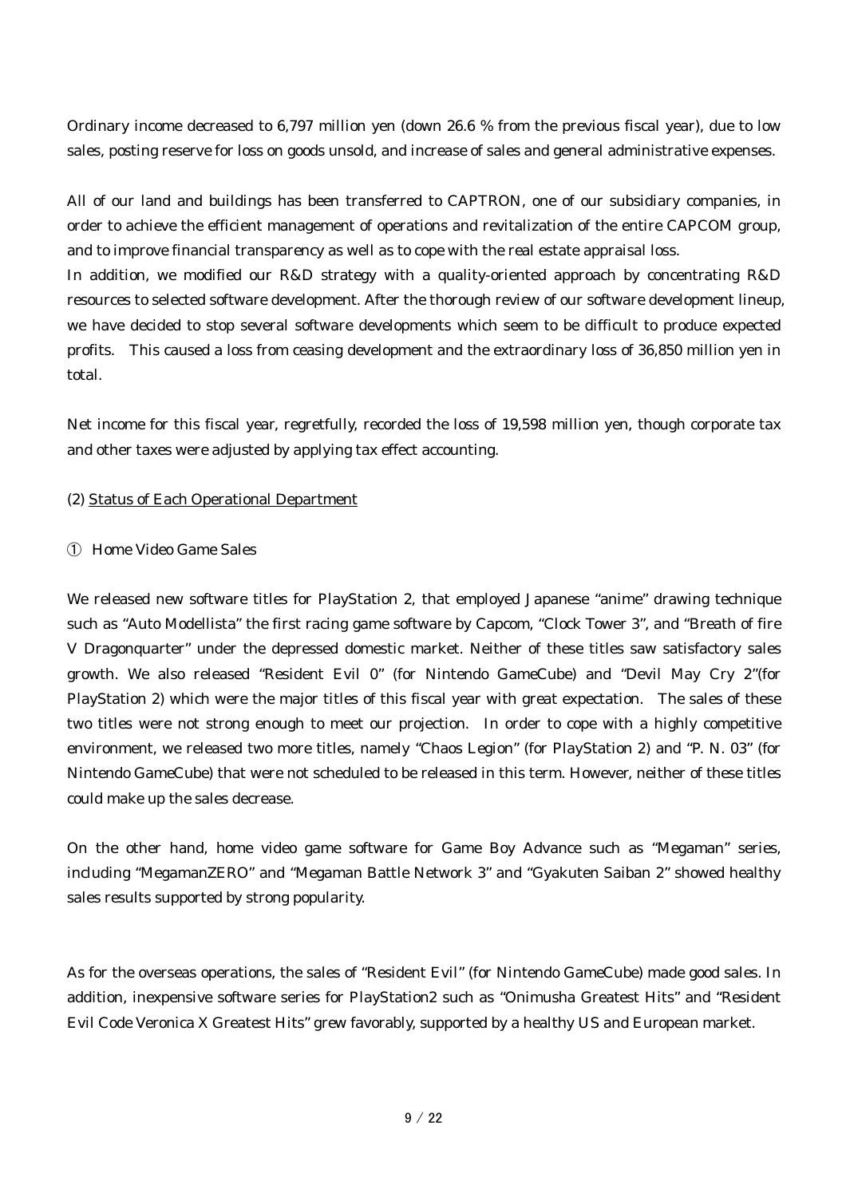Ordinary income decreased to 6,797 million yen (down 26.6 % from the previous fiscal year), due to low sales, posting reserve for loss on goods unsold, and increase of sales and general administrative expenses.

All of our land and buildings has been transferred to CAPTRON, one of our subsidiary companies, in order to achieve the efficient management of operations and revitalization of the entire CAPCOM group, and to improve financial transparency as well as to cope with the real estate appraisal loss.
In addition, we modified our R&D strategy with a quality-oriented approach by concentrating R&D resources to selected software development. After the thorough review of our software development lineup, we have decided to stop several software developments which seem to be difficult to produce expected profits. This caused a loss from ceasing development and the extraordinary loss of 36,850 million yen in total.

Net income for this fiscal year, regretfully, recorded the loss of 19,598 million yen, though corporate tax and other taxes were adjusted by applying tax effect accounting.

(2) Status of Each Operational Department

① Home Video Game Sales

We released new software titles for PlayStation 2, that employed Japanese "anime" drawing technique such as "Auto Modellista" the first racing game software by Capcom, "Clock Tower 3", and "Breath of fire V Dragonquarter" under the depressed domestic market. Neither of these titles saw satisfactory sales growth. We also released "Resident Evil 0" (for Nintendo GameCube) and "Devil May Cry 2"(for PlayStation 2) which were the major titles of this fiscal year with great expectation. The sales of these two titles were not strong enough to meet our projection. In order to cope with a highly competitive environment, we released two more titles, namely "Chaos Legion" (for PlayStation 2) and "P. N. 03" (for Nintendo GameCube) that were not scheduled to be released in this term. However, neither of these titles could make up the sales decrease.

On the other hand, home video game software for Game Boy Advance such as "Megaman" series, including "MegamanZERO" and "Megaman Battle Network 3" and "Gyakuten Saiban 2" showed healthy sales results supported by strong popularity.

As for the overseas operations, the sales of "Resident Evil" (for Nintendo GameCube) made good sales. In addition, inexpensive software series for PlayStation2 such as "Onimusha Greatest Hits" and "Resident Evil Code Veronica X Greatest Hits" grew favorably, supported by a healthy US and European market.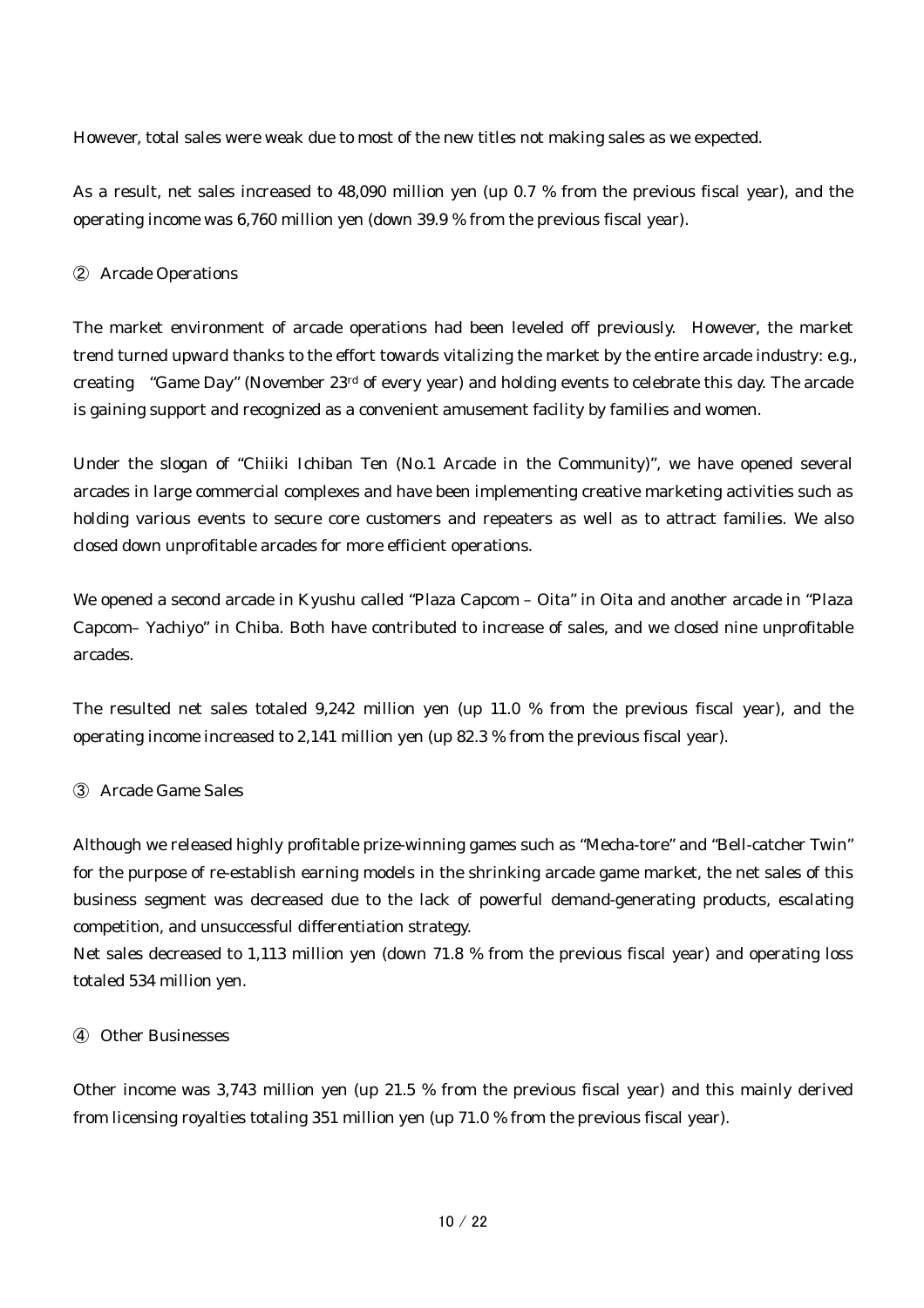However, total sales were weak due to most of the new titles not making sales as we expected.

As a result, net sales increased to 48,090 million yen (up 0.7 % from the previous fiscal year), and the operating income was 6,760 million yen (down 39.9 % from the previous fiscal year).

② Arcade Operations

The market environment of arcade operations had been leveled off previously. However, the market trend turned upward thanks to the effort towards vitalizing the market by the entire arcade industry: e.g., creating "Game Day" (November 23rd of every year) and holding events to celebrate this day. The arcade is gaining support and recognized as a convenient amusement facility by families and women.

Under the slogan of "Chiiki Ichiban Ten (No.1 Arcade in the Community)", we have opened several arcades in large commercial complexes and have been implementing creative marketing activities such as holding various events to secure core customers and repeaters as well as to attract families. We also closed down unprofitable arcades for more efficient operations.

We opened a second arcade in Kyushu called "Plaza Capcom – Oita" in Oita and another arcade in "Plaza Capcom– Yachiyo" in Chiba. Both have contributed to increase of sales, and we closed nine unprofitable arcades.

The resulted net sales totaled 9,242 million yen (up 11.0 % from the previous fiscal year), and the operating income increased to 2,141 million yen (up 82.3 % from the previous fiscal year).

③ Arcade Game Sales

Although we released highly profitable prize-winning games such as "Mecha-tore" and "Bell-catcher Twin" for the purpose of re-establish earning models in the shrinking arcade game market, the net sales of this business segment was decreased due to the lack of powerful demand-generating products, escalating competition, and unsuccessful differentiation strategy.
Net sales decreased to 1,113 million yen (down 71.8 % from the previous fiscal year) and operating loss totaled 534 million yen.

④ Other Businesses

Other income was 3,743 million yen (up 21.5 % from the previous fiscal year) and this mainly derived from licensing royalties totaling 351 million yen (up 71.0 % from the previous fiscal year).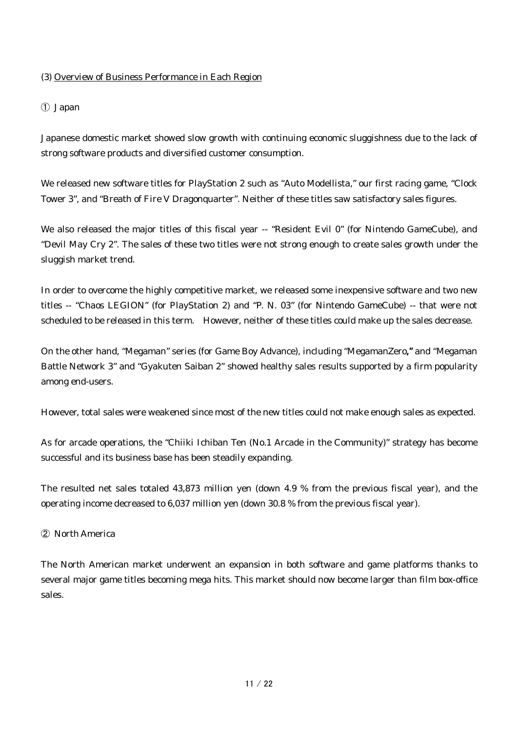### (3) Overview of Business Performance in Each Region

#### ① Japan

Japanese domestic market showed slow growth with continuing economic sluggishness due to the lack of strong software products and diversified customer consumption.

We released new software titles for PlayStation 2 such as "Auto Modellista," our first racing game, "Clock Tower 3", and "Breath of Fire V Dragonquarter". Neither of these titles saw satisfactory sales figures.

We also released the major titles of this fiscal year -- "Resident Evil 0" (for Nintendo GameCube), and "Devil May Cry 2". The sales of these two titles were not strong enough to create sales growth under the sluggish market trend.

In order to overcome the highly competitive market, we released some inexpensive software and two new titles -- "Chaos LEGION" (for PlayStation 2) and "P. N. 03" (for Nintendo GameCube) -- that were not scheduled to be released in this term. However, neither of these titles could make up the sales decrease.

On the other hand, "Megaman" series (for Game Boy Advance), including "MegamanZero**,"** and "Megaman Battle Network 3" and "Gyakuten Saiban 2" showed healthy sales results supported by a firm popularity among end-users.

However, total sales were weakened since most of the new titles could not make enough sales as expected.

As for arcade operations, the "Chiiki Ichiban Ten (No.1 Arcade in the Community)" strategy has become successful and its business base has been steadily expanding.

The resulted net sales totaled 43,873 million yen (down 4.9 % from the previous fiscal year), and the operating income decreased to 6,037 million yen (down 30.8 % from the previous fiscal year).

#### ② North America

The North American market underwent an expansion in both software and game platforms thanks to several major game titles becoming mega hits. This market should now become larger than film box-office sales.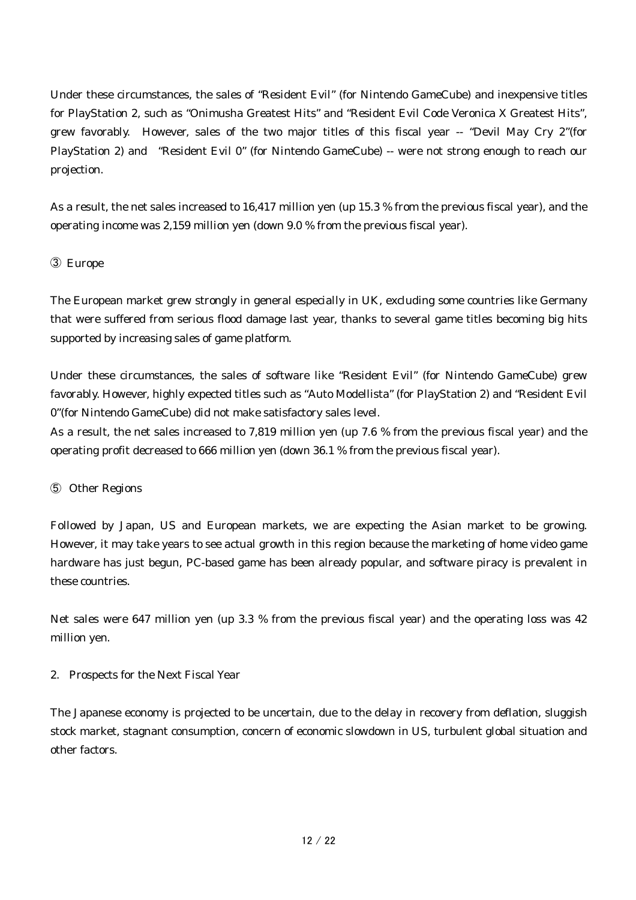Under these circumstances, the sales of "Resident Evil" (for Nintendo GameCube) and inexpensive titles for PlayStation 2, such as "Onimusha Greatest Hits" and "Resident Evil Code Veronica X Greatest Hits", grew favorably. However, sales of the two major titles of this fiscal year -- "Devil May Cry 2"(for PlayStation 2) and "Resident Evil 0" (for Nintendo GameCube) -- were not strong enough to reach our projection.

As a result, the net sales increased to 16,417 million yen (up 15.3 % from the previous fiscal year), and the operating income was 2,159 million yen (down 9.0 % from the previous fiscal year).

③ Europe

The European market grew strongly in general especially in UK, excluding some countries like Germany that were suffered from serious flood damage last year, thanks to several game titles becoming big hits supported by increasing sales of game platform.

Under these circumstances, the sales of software like "Resident Evil" (for Nintendo GameCube) grew favorably. However, highly expected titles such as "Auto Modellista" (for PlayStation 2) and "Resident Evil 0"(for Nintendo GameCube) did not make satisfactory sales level.

As a result, the net sales increased to 7,819 million yen (up 7.6 % from the previous fiscal year) and the operating profit decreased to 666 million yen (down 36.1 % from the previous fiscal year).

⑤ Other Regions

Followed by Japan, US and European markets, we are expecting the Asian market to be growing. However, it may take years to see actual growth in this region because the marketing of home video game hardware has just begun, PC-based game has been already popular, and software piracy is prevalent in these countries.

Net sales were 647 million yen (up 3.3 % from the previous fiscal year) and the operating loss was 42 million yen.

2. Prospects for the Next Fiscal Year

The Japanese economy is projected to be uncertain, due to the delay in recovery from deflation, sluggish stock market, stagnant consumption, concern of economic slowdown in US, turbulent global situation and other factors.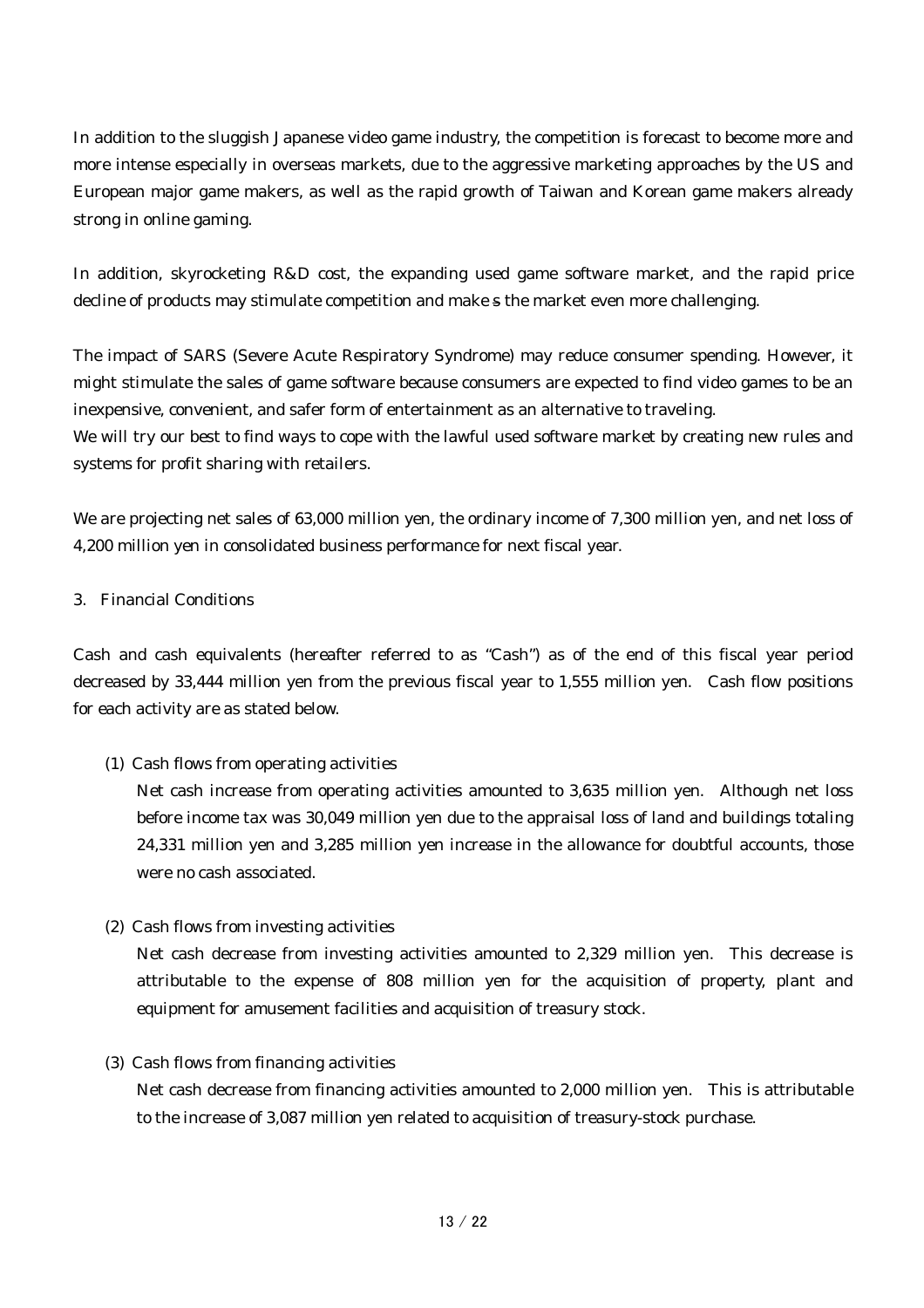In addition to the sluggish Japanese video game industry, the competition is forecast to become more and more intense especially in overseas markets, due to the aggressive marketing approaches by the US and European major game makers, as well as the rapid growth of Taiwan and Korean game makers already strong in online gaming.

In addition, skyrocketing R&D cost, the expanding used game software market, and the rapid price decline of products may stimulate competition and make s the market even more challenging.

The impact of SARS (Severe Acute Respiratory Syndrome) may reduce consumer spending. However, it might stimulate the sales of game software because consumers are expected to find video games to be an inexpensive, convenient, and safer form of entertainment as an alternative to traveling.
We will try our best to find ways to cope with the lawful used software market by creating new rules and systems for profit sharing with retailers.

We are projecting net sales of 63,000 million yen, the ordinary income of 7,300 million yen, and net loss of 4,200 million yen in consolidated business performance for next fiscal year.

## 3. Financial Conditions

Cash and cash equivalents (hereafter referred to as "Cash") as of the end of this fiscal year period decreased by 33,444 million yen from the previous fiscal year to 1,555 million yen. Cash flow positions for each activity are as stated below.

(1) Cash flows from operating activities

Net cash increase from operating activities amounted to 3,635 million yen. Although net loss before income tax was 30,049 million yen due to the appraisal loss of land and buildings totaling 24,331 million yen and 3,285 million yen increase in the allowance for doubtful accounts, those were no cash associated.

(2) Cash flows from investing activities

Net cash decrease from investing activities amounted to 2,329 million yen. This decrease is attributable to the expense of 808 million yen for the acquisition of property, plant and equipment for amusement facilities and acquisition of treasury stock.

(3) Cash flows from financing activities

Net cash decrease from financing activities amounted to 2,000 million yen. This is attributable to the increase of 3,087 million yen related to acquisition of treasury-stock purchase.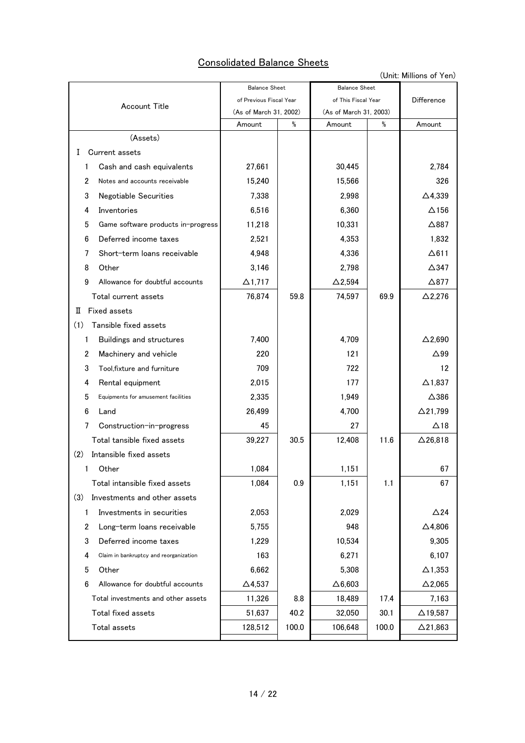## Consolidated Balance Sheets

(Unit: Millions of Yen)

| Account Title | Balance Sheet of Previous Fiscal Year (As of March 31, 2002) | | Balance Sheet of This Fiscal Year (As of March 31, 2003) | | Difference |
|---|---|---|---|---|---|
| | Amount | % | Amount | % | Amount |
| (Assets) | | | | | |
| Ⅰ Current assets | | | | | |
| 1 Cash and cash equivalents | 27,661 | | 30,445 | | 2,784 |
| 2 Notes and accounts receivable | 15,240 | | 15,566 | | 326 |
| 3 Negotiable Securities | 7,338 | | 2,998 | | △4,339 |
| 4 Inventories | 6,516 | | 6,360 | | △156 |
| 5 Game software products in-progress | 11,218 | | 10,331 | | △887 |
| 6 Deferred income taxes | 2,521 | | 4,353 | | 1,832 |
| 7 Short-term loans receivable | 4,948 | | 4,336 | | △611 |
| 8 Other | 3,146 | | 2,798 | | △347 |
| 9 Allowance for doubtful accounts | △1,717 | | △2,594 | | △877 |
| Total current assets | 76,874 | 59.8 | 74,597 | 69.9 | △2,276 |
| Ⅱ Fixed assets | | | | | |
| (1) Tansible fixed assets | | | | | |
| 1 Buildings and structures | 7,400 | | 4,709 | | △2,690 |
| 2 Machinery and vehicle | 220 | | 121 | | △99 |
| 3 Tool,fixture and furniture | 709 | | 722 | | 12 |
| 4 Rental equipment | 2,015 | | 177 | | △1,837 |
| 5 Equipments for amusement facilities | 2,335 | | 1,949 | | △386 |
| 6 Land | 26,499 | | 4,700 | | △21,799 |
| 7 Construction-in-progress | 45 | | 27 | | △18 |
| Total tansible fixed assets | 39,227 | 30.5 | 12,408 | 11.6 | △26,818 |
| (2) Intansible fixed assets | | | | | |
| 1 Other | 1,084 | | 1,151 | | 67 |
| Total intansible fixed assets | 1,084 | 0.9 | 1,151 | 1.1 | 67 |
| (3) Investments and other assets | | | | | |
| 1 Investments in securities | 2,053 | | 2,029 | | △24 |
| 2 Long-term loans receivable | 5,755 | | 948 | | △4,806 |
| 3 Deferred income taxes | 1,229 | | 10,534 | | 9,305 |
| 4 Claim in bankruptcy and reorganization | 163 | | 6,271 | | 6,107 |
| 5 Other | 6,662 | | 5,308 | | △1,353 |
| 6 Allowance for doubtful accounts | △4,537 | | △6,603 | | △2,065 |
| Total investments and other assets | 11,326 | 8.8 | 18,489 | 17.4 | 7,163 |
| Total fixed assets | 51,637 | 40.2 | 32,050 | 30.1 | △19,587 |
| Total assets | 128,512 | 100.0 | 106,648 | 100.0 | △21,863 |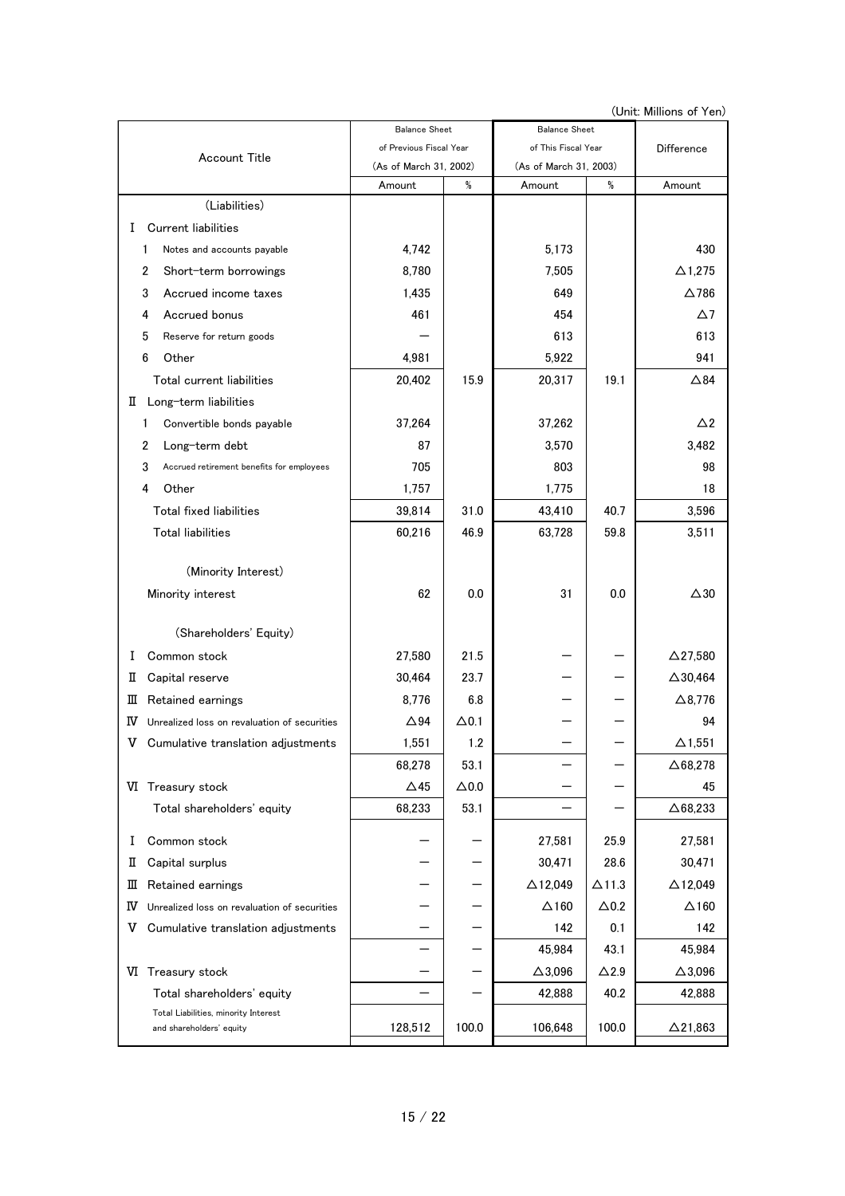(Unit: Millions of Yen)

| Account Title | Balance Sheet of Previous Fiscal Year (As of March 31, 2002) | | Balance Sheet of This Fiscal Year (As of March 31, 2003) | | Difference |
|---|---|---|---|---|---|
| | Amount | % | Amount | % | Amount |
| (Liabilities) | | | | | |
| Ⅰ Current liabilities | | | | | |
| 1 Notes and accounts payable | 4,742 | | 5,173 | | 430 |
| 2 Short-term borrowings | 8,780 | | 7,505 | | △1,275 |
| 3 Accrued income taxes | 1,435 | | 649 | | △786 |
| 4 Accrued bonus | 461 | | 454 | | △7 |
| 5 Reserve for return goods | — | | 613 | | 613 |
| 6 Other | 4,981 | | 5,922 | | 941 |
| Total current liabilities | 20,402 | 15.9 | 20,317 | 19.1 | △84 |
| Ⅱ Long-term liabilities | | | | | |
| 1 Convertible bonds payable | 37,264 | | 37,262 | | △2 |
| 2 Long-term debt | 87 | | 3,570 | | 3,482 |
| 3 Accrued retirement benefits for employees | 705 | | 803 | | 98 |
| 4 Other | 1,757 | | 1,775 | | 18 |
| Total fixed liabilities | 39,814 | 31.0 | 43,410 | 40.7 | 3,596 |
| Total liabilities | 60,216 | 46.9 | 63,728 | 59.8 | 3,511 |
| (Minority Interest) | | | | | |
| Minority interest | 62 | 0.0 | 31 | 0.0 | △30 |
| (Shareholders' Equity) | | | | | |
| Ⅰ Common stock | 27,580 | 21.5 | — | — | △27,580 |
| Ⅱ Capital reserve | 30,464 | 23.7 | — | — | △30,464 |
| Ⅲ Retained earnings | 8,776 | 6.8 | — | — | △8,776 |
| Ⅳ Unrealized loss on revaluation of securities | △94 | △0.1 | — | — | 94 |
| Ⅴ Cumulative translation adjustments | 1,551 | 1.2 | — | — | △1,551 |
| | 68,278 | 53.1 | — | — | △68,278 |
| Ⅵ Treasury stock | △45 | △0.0 | — | — | 45 |
| Total shareholders' equity | 68,233 | 53.1 | — | — | △68,233 |
| Ⅰ Common stock | — | — | 27,581 | 25.9 | 27,581 |
| Ⅱ Capital surplus | — | — | 30,471 | 28.6 | 30,471 |
| Ⅲ Retained earnings | — | — | △12,049 | △11.3 | △12,049 |
| Ⅳ Unrealized loss on revaluation of securities | — | — | △160 | △0.2 | △160 |
| Ⅴ Cumulative translation adjustments | — | — | 142 | 0.1 | 142 |
| | — | — | 45,984 | 43.1 | 45,984 |
| Ⅵ Treasury stock | — | — | △3,096 | △2.9 | △3,096 |
| Total shareholders' equity | — | — | 42,888 | 40.2 | 42,888 |
| Total Liabilities, minority Interest and shareholders' equity | 128,512 | 100.0 | 106,648 | 100.0 | △21,863 |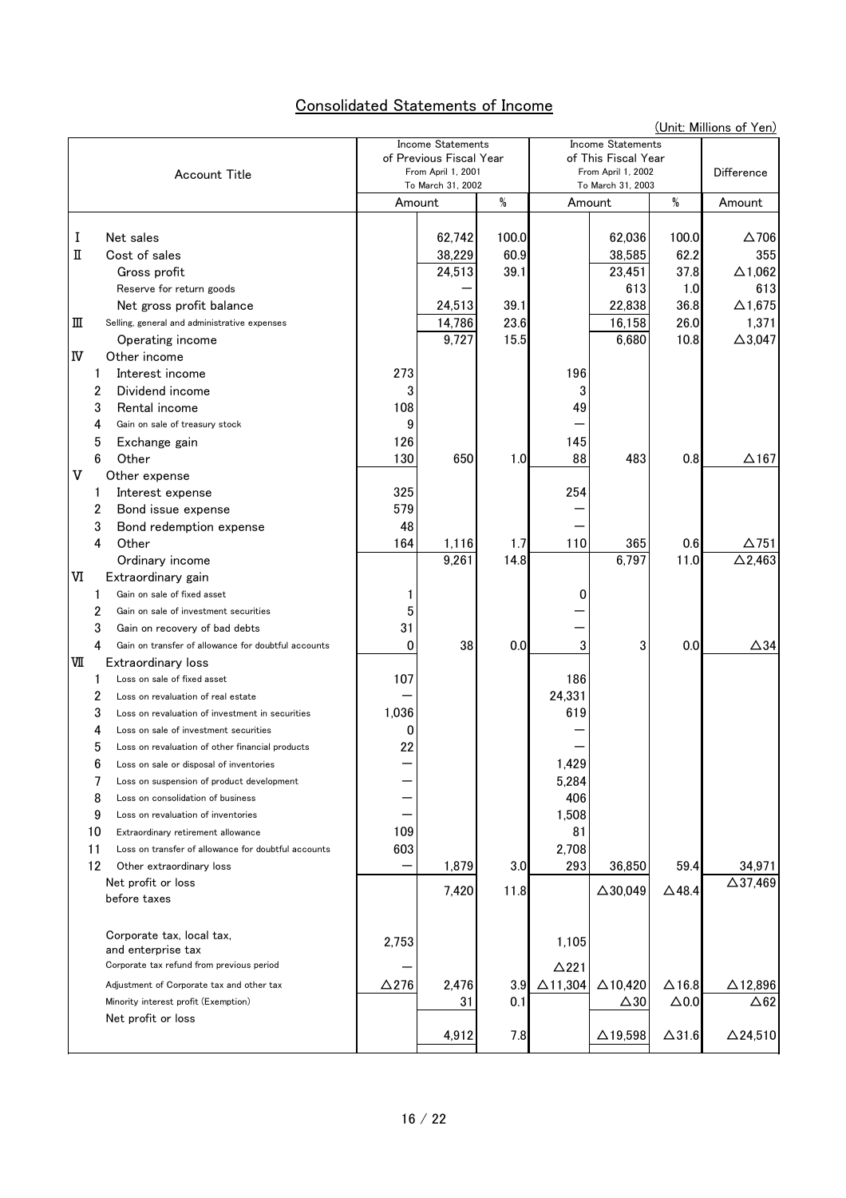## Consolidated Statements of Income

(Unit: Millions of Yen)

| Account Title | Income Statements of Previous Fiscal Year From April 1, 2001 To March 31, 2002 | | | Income Statements of This Fiscal Year From April 1, 2002 To March 31, 2003 | | | Difference |
|---|---|---|---|---|---|---|---|
| | Amount | | % | Amount | | % | Amount |
| Ⅰ Net sales | | 62,742 | 100.0 | | 62,036 | 100.0 | △706 |
| Ⅱ Cost of sales | | 38,229 | 60.9 | | 38,585 | 62.2 | 355 |
| Gross profit | | 24,513 | 39.1 | | 23,451 | 37.8 | △1,062 |
| Reserve for return goods | | — | | | 613 | 1.0 | 613 |
| Net gross profit balance | | 24,513 | 39.1 | | 22,838 | 36.8 | △1,675 |
| Ⅲ Selling, general and administrative expenses | | 14,786 | 23.6 | | 16,158 | 26.0 | 1,371 |
| Operating income | | 9,727 | 15.5 | | 6,680 | 10.8 | △3,047 |
| Ⅳ Other income | | | | | | | |
| 1 Interest income | 273 | | | 196 | | | |
| 2 Dividend income | 3 | | | 3 | | | |
| 3 Rental income | 108 | | | 49 | | | |
| 4 Gain on sale of treasury stock | 9 | | | — | | | |
| 5 Exchange gain | 126 | | | 145 | | | |
| 6 Other | 130 | 650 | 1.0 | 88 | 483 | 0.8 | △167 |
| Ⅴ Other expense | | | | | | | |
| 1 Interest expense | 325 | | | 254 | | | |
| 2 Bond issue expense | 579 | | | — | | | |
| 3 Bond redemption expense | 48 | | | — | | | |
| 4 Other | 164 | 1,116 | 1.7 | 110 | 365 | 0.6 | △751 |
| Ordinary income | | 9,261 | 14.8 | | 6,797 | 11.0 | △2,463 |
| Ⅵ Extraordinary gain | | | | | | | |
| 1 Gain on sale of fixed asset | 1 | | | 0 | | | |
| 2 Gain on sale of investment securities | 5 | | | — | | | |
| 3 Gain on recovery of bad debts | 31 | | | — | | | |
| 4 Gain on transfer of allowance for doubtful accounts | 0 | 38 | 0.0 | 3 | 3 | 0.0 | △34 |
| Ⅶ Extraordinary loss | | | | | | | |
| 1 Loss on sale of fixed asset | 107 | | | 186 | | | |
| 2 Loss on revaluation of real estate | — | | | 24,331 | | | |
| 3 Loss on revaluation of investment in securities | 1,036 | | | 619 | | | |
| 4 Loss on sale of investment securities | 0 | | | — | | | |
| 5 Loss on revaluation of other financial products | 22 | | | — | | | |
| 6 Loss on sale or disposal of inventories | — | | | 1,429 | | | |
| 7 Loss on suspension of product development | — | | | 5,284 | | | |
| 8 Loss on consolidation of business | — | | | 406 | | | |
| 9 Loss on revaluation of inventories | — | | | 1,508 | | | |
| 10 Extraordinary retirement allowance | 109 | | | 81 | | | |
| 11 Loss on transfer of allowance for doubtful accounts | 603 | | | 2,708 | | | |
| 12 Other extraordinary loss | — | 1,879 | 3.0 | 293 | 36,850 | 59.4 | 34,971 |
| Net profit or loss before taxes | | 7,420 | 11.8 | | △30,049 | △48.4 | △37,469 |
| Corporate tax, local tax, and enterprise tax | 2,753 | | | 1,105 | | | |
| Corporate tax refund from previous period | — | | | △221 | | | |
| Adjustment of Corporate tax and other tax | △276 | 2,476 | 3.9 | △11,304 | △10,420 | △16.8 | △12,896 |
| Minority interest profit (Exemption) | | 31 | 0.1 | | △30 | △0.0 | △62 |
| Net profit or loss | | 4,912 | 7.8 | | △19,598 | △31.6 | △24,510 |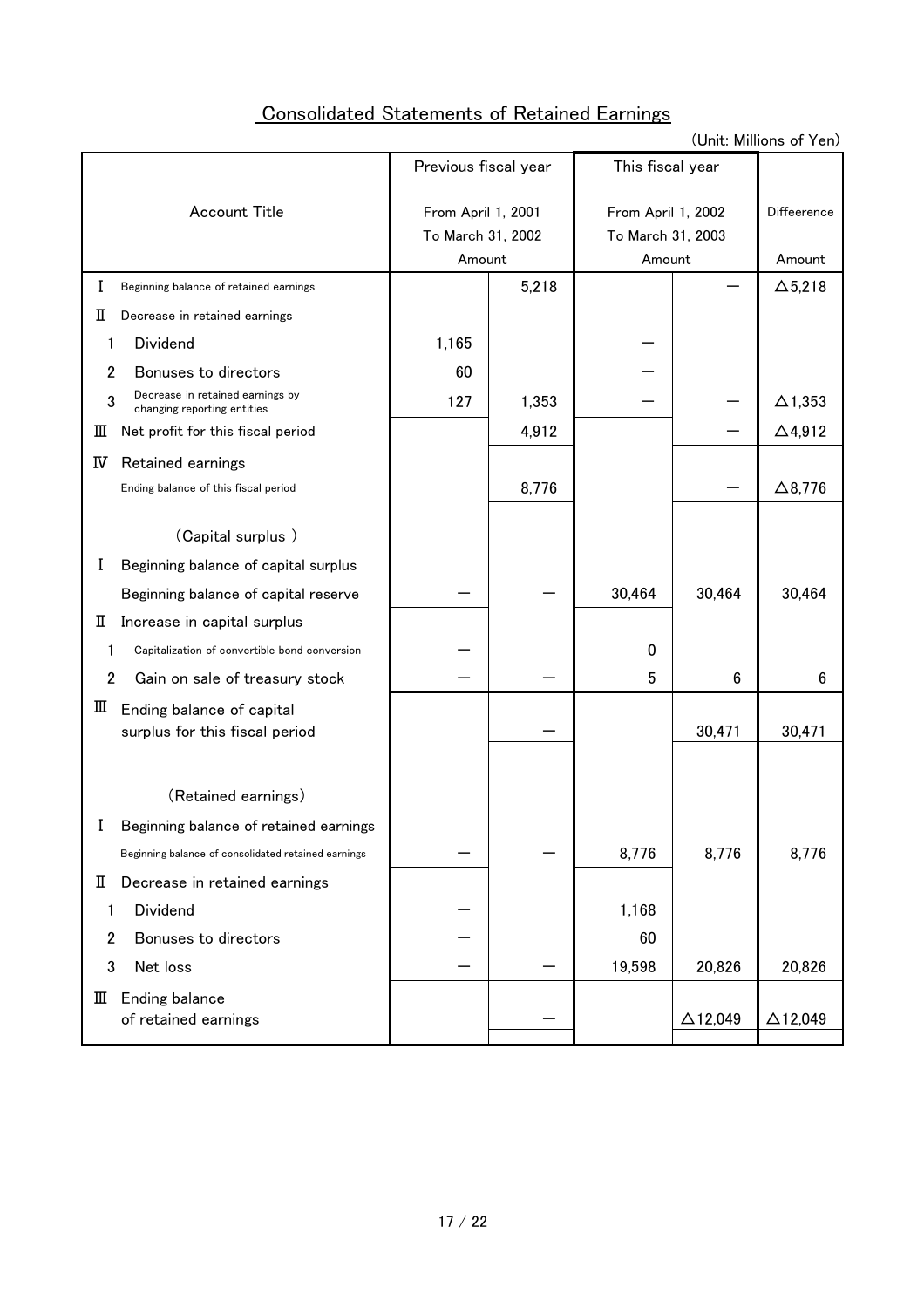# Consolidated Statements of Retained Earnings

(Unit: Millions of Yen)

| Account Title | Previous fiscal year From April 1, 2001 To March 31, 2002 Amount | | This fiscal year From April 1, 2002 To March 31, 2003 Amount | | Differeence Amount |
|---|---|---|---|---|---|
| Ⅰ Beginning balance of retained earnings | | 5,218 | | — | △5,218 |
| Ⅱ Decrease in retained earnings | | | | | |
| 1 Dividend | 1,165 | | — | | |
| 2 Bonuses to directors | 60 | | — | | |
| 3 Decrease in retained earnings by changing reporting entities | 127 | 1,353 | — | — | △1,353 |
| Ⅲ Net profit for this fiscal period | | 4,912 | | — | △4,912 |
| Ⅳ Retained earnings Ending balance of this fiscal period | | 8,776 | | — | △8,776 |
| (Capital surplus ) | | | | | |
| Ⅰ Beginning balance of capital surplus | | | | | |
| Beginning balance of capital reserve | — | — | 30,464 | 30,464 | 30,464 |
| Ⅱ Increase in capital surplus | | | | | |
| 1 Capitalization of convertible bond conversion | — | | 0 | | |
| 2 Gain on sale of treasury stock | — | — | 5 | 6 | 6 |
| Ⅲ Ending balance of capital surplus for this fiscal period | | — | | 30,471 | 30,471 |
| (Retained earnings) | | | | | |
| Ⅰ Beginning balance of retained earnings | | | | | |
| Beginning balance of consolidated retained earnings | — | — | 8,776 | 8,776 | 8,776 |
| Ⅱ Decrease in retained earnings | | | | | |
| 1 Dividend | — | | 1,168 | | |
| 2 Bonuses to directors | — | | 60 | | |
| 3 Net loss | — | — | 19,598 | 20,826 | 20,826 |
| Ⅲ Ending balance of retained earnings | | — | | △12,049 | △12,049 |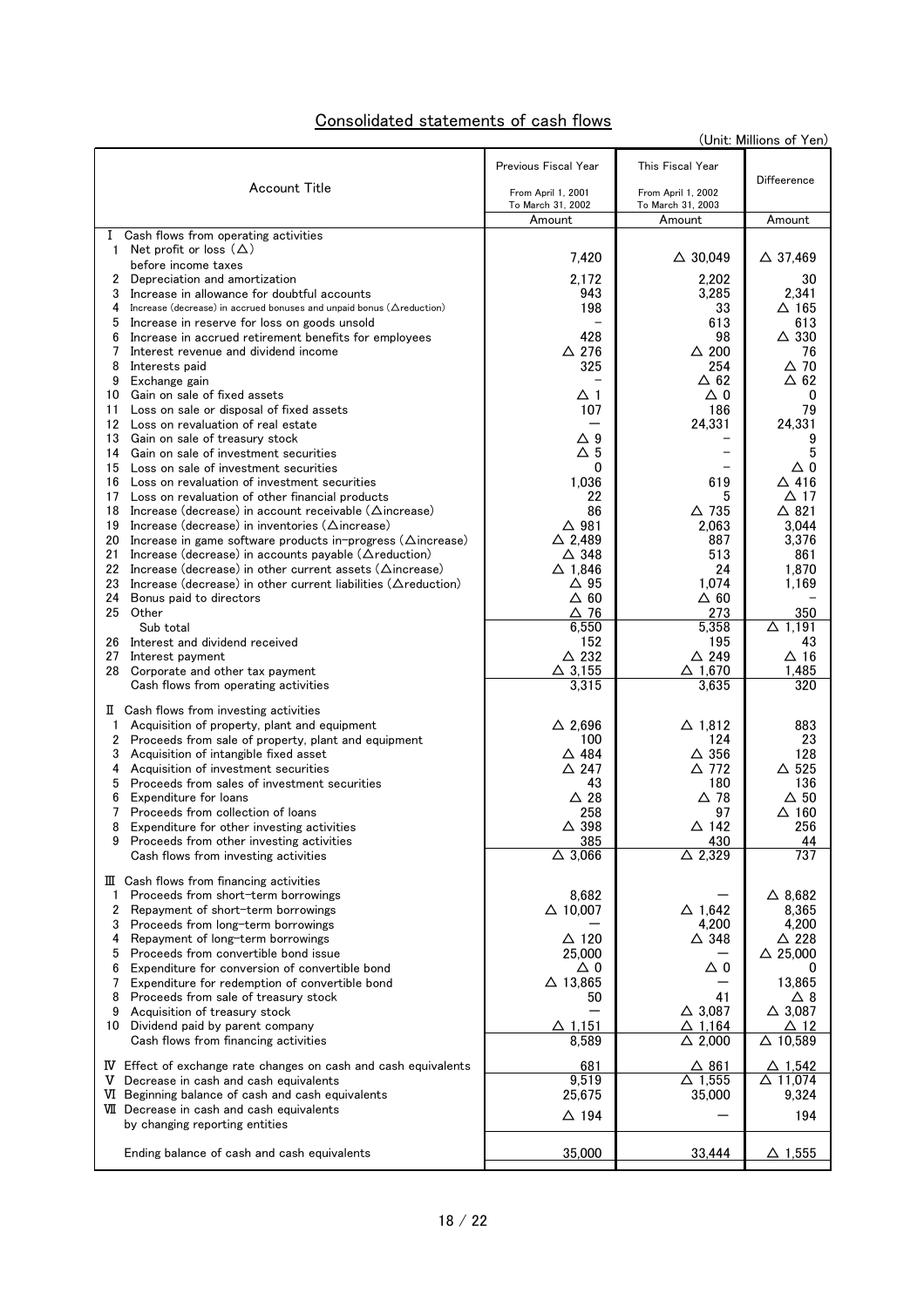## Consolidated statements of cash flows

(Unit: Millions of Yen)

| Account Title | Previous Fiscal Year From April 1, 2001 To March 31, 2002 | This Fiscal Year From April 1, 2002 To March 31, 2003 | Differeence |
|---|---|---|---|
| | Amount | Amount | Amount |
| Ⅰ Cash flows from operating activities | | | |
| 1 Net profit or loss (△) before income taxes | 7,420 | △ 30,049 | △ 37,469 |
| 2 Depreciation and amortization | 2,172 | 2,202 | 30 |
| 3 Increase in allowance for doubtful accounts | 943 | 3,285 | 2,341 |
| 4 Increase (decrease) in accrued bonuses and unpaid bonus (△reduction) | 198 | 33 | △ 165 |
| 5 Increase in reserve for loss on goods unsold | − | 613 | 613 |
| 6 Increase in accrued retirement benefits for employees | 428 | 98 | △ 330 |
| 7 Interest revenue and dividend income | △ 276 | △ 200 | 76 |
| 8 Interests paid | 325 | 254 | △ 70 |
| 9 Exchange gain | − | △ 62 | △ 62 |
| 10 Gain on sale of fixed assets | △ 1 | △ 0 | 0 |
| 11 Loss on sale or disposal of fixed assets | 107 | 186 | 79 |
| 12 Loss on revaluation of real estate | − | 24,331 | 24,331 |
| 13 Gain on sale of treasury stock | △ 9 | − | 9 |
| 14 Gain on sale of investment securities | △ 5 | − | 5 |
| 15 Loss on sale of investment securities | 0 | − | △ 0 |
| 16 Loss on revaluation of investment securities | 1,036 | 619 | △ 416 |
| 17 Loss on revaluation of other financial products | 22 | 5 | △ 17 |
| 18 Increase (decrease) in account receivable (△increase) | 86 | △ 735 | △ 821 |
| 19 Increase (decrease) in inventories (△increase) | △ 981 | 2,063 | 3,044 |
| 20 Increase in game software products in-progress (△increase) | △ 2,489 | 887 | 3,376 |
| 21 Increase (decrease) in accounts payable (△reduction) | △ 348 | 513 | 861 |
| 22 Increase (decrease) in other current assets (△increase) | △ 1,846 | 24 | 1,870 |
| 23 Increase (decrease) in other current liabilities (△reduction) | △ 95 | 1,074 | 1,169 |
| 24 Bonus paid to directors | △ 60 | △ 60 | − |
| 25 Other | △ 76 | 273 | 350 |
| Sub total | 6,550 | 5,358 | △ 1,191 |
| 26 Interest and dividend received | 152 | 195 | 43 |
| 27 Interest payment | △ 232 | △ 249 | △ 16 |
| 28 Corporate and other tax payment | △ 3,155 | △ 1,670 | 1,485 |
| Cash flows from operating activities | 3,315 | 3,635 | 320 |
| Ⅱ Cash flows from investing activities | | | |
| 1 Acquisition of property, plant and equipment | △ 2,696 | △ 1,812 | 883 |
| 2 Proceeds from sale of property, plant and equipment | 100 | 124 | 23 |
| 3 Acquisition of intangible fixed asset | △ 484 | △ 356 | 128 |
| 4 Acquisition of investment securities | △ 247 | △ 772 | △ 525 |
| 5 Proceeds from sales of investment securities | 43 | 180 | 136 |
| 6 Expenditure for loans | △ 28 | △ 78 | △ 50 |
| 7 Proceeds from collection of loans | 258 | 97 | △ 160 |
| 8 Expenditure for other investing activities | △ 398 | △ 142 | 256 |
| 9 Proceeds from other investing activities | 385 | 430 | 44 |
| Cash flows from investing activities | △ 3,066 | △ 2,329 | 737 |
| Ⅲ Cash flows from financing activities | | | |
| 1 Proceeds from short-term borrowings | 8,682 | − | △ 8,682 |
| 2 Repayment of short-term borrowings | △ 10,007 | △ 1,642 | 8,365 |
| 3 Proceeds from long-term borrowings | − | 4,200 | 4,200 |
| 4 Repayment of long-term borrowings | △ 120 | △ 348 | △ 228 |
| 5 Proceeds from convertible bond issue | 25,000 | − | △ 25,000 |
| 6 Expenditure for conversion of convertible bond | △ 0 | △ 0 | 0 |
| 7 Expenditure for redemption of convertible bond | △ 13,865 | − | 13,865 |
| 8 Proceeds from sale of treasury stock | 50 | 41 | △ 8 |
| 9 Acquisition of treasury stock | − | △ 3,087 | △ 3,087 |
| 10 Dividend paid by parent company | △ 1,151 | △ 1,164 | △ 12 |
| Cash flows from financing activities | 8,589 | △ 2,000 | △ 10,589 |
| Ⅳ Effect of exchange rate changes on cash and cash equivalents | 681 | △ 861 | △ 1,542 |
| Ⅴ Decrease in cash and cash equivalents | 9,519 | △ 1,555 | △ 11,074 |
| Ⅵ Beginning balance of cash and cash equivalents | 25,675 | 35,000 | 9,324 |
| Ⅶ Decrease in cash and cash equivalents by changing reporting entities | △ 194 | − | 194 |
| Ending balance of cash and cash equivalents | 35,000 | 33,444 | △ 1,555 |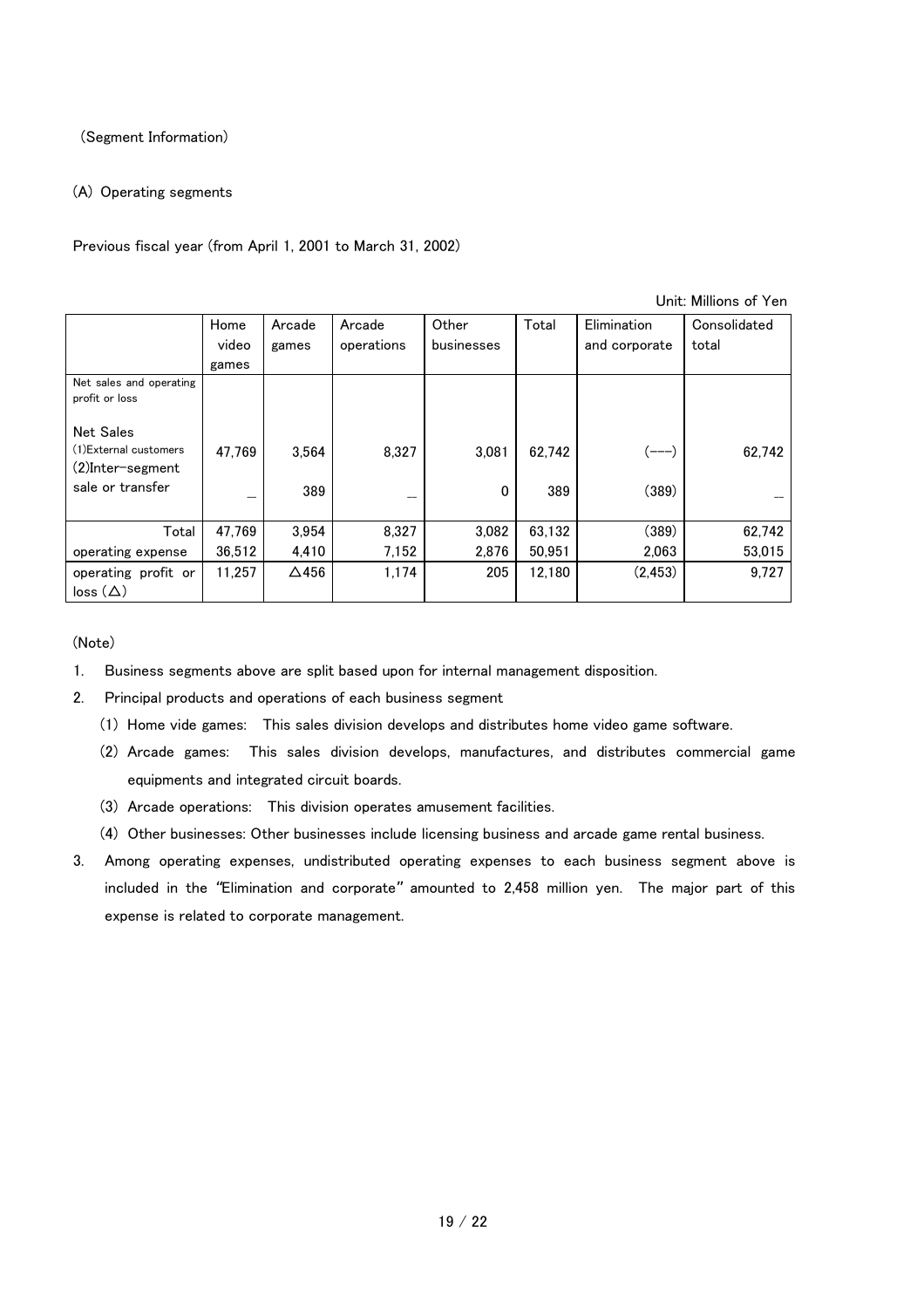(Segment Information)

(A) Operating segments

Previous fiscal year (from April 1, 2001 to March 31, 2002)

Unit: Millions of Yen

| | Home video games | Arcade games | Arcade operations | Other businesses | Total | Elimination and corporate | Consolidated total |
|---|---|---|---|---|---|---|---|
| Net sales and operating profit or loss | | | | | | | |
| Net Sales<br>(1)External customers | 47,769 | 3,564 | 8,327 | 3,081 | 62,742 | (---) | 62,742 |
| (2)Inter-segment sale or transfer | — | 389 | — | 0 | 389 | (389) | — |
| Total | 47,769 | 3,954 | 8,327 | 3,082 | 63,132 | (389) | 62,742 |
| operating expense | 36,512 | 4,410 | 7,152 | 2,876 | 50,951 | 2,063 | 53,015 |
| operating profit or loss (△) | 11,257 | △456 | 1,174 | 205 | 12,180 | (2,453) | 9,727 |

(Note)

1. Business segments above are split based upon for internal management disposition.
2. Principal products and operations of each business segment
   (1) Home vide games: This sales division develops and distributes home video game software.
   (2) Arcade games: This sales division develops, manufactures, and distributes commercial game equipments and integrated circuit boards.
   (3) Arcade operations: This division operates amusement facilities.
   (4) Other businesses: Other businesses include licensing business and arcade game rental business.
3. Among operating expenses, undistributed operating expenses to each business segment above is included in the "Elimination and corporate" amounted to 2,458 million yen. The major part of this expense is related to corporate management.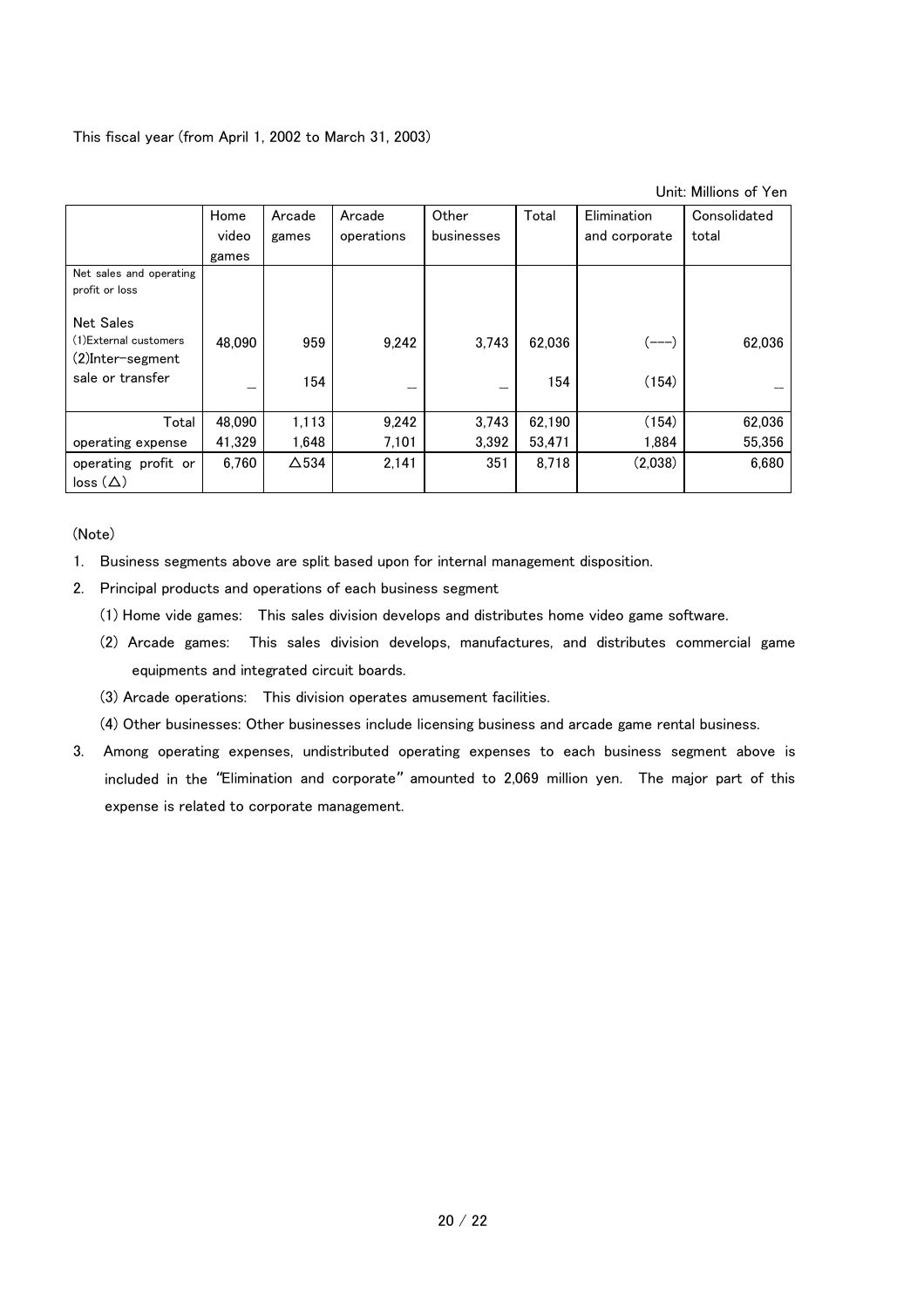This fiscal year (from April 1, 2002 to March 31, 2003)

Unit: Millions of Yen

| | Home video games | Arcade games | Arcade operations | Other businesses | Total | Elimination and corporate | Consolidated total |
|---|---|---|---|---|---|---|---|
| Net sales and operating profit or loss | | | | | | | |
| Net Sales | | | | | | | |
| (1)External customers | 48,090 | 959 | 9,242 | 3,743 | 62,036 | (---) | 62,036 |
| (2)Inter-segment sale or transfer | — | 154 | — | — | 154 | (154) | — |
| Total | 48,090 | 1,113 | 9,242 | 3,743 | 62,190 | (154) | 62,036 |
| operating expense | 41,329 | 1,648 | 7,101 | 3,392 | 53,471 | 1,884 | 55,356 |
| operating profit or loss (△) | 6,760 | △534 | 2,141 | 351 | 8,718 | (2,038) | 6,680 |

(Note)

1. Business segments above are split based upon for internal management disposition.
2. Principal products and operations of each business segment
   (1) Home vide games: This sales division develops and distributes home video game software.
   (2) Arcade games: This sales division develops, manufactures, and distributes commercial game equipments and integrated circuit boards.
   (3) Arcade operations: This division operates amusement facilities.
   (4) Other businesses: Other businesses include licensing business and arcade game rental business.
3. Among operating expenses, undistributed operating expenses to each business segment above is included in the "Elimination and corporate" amounted to 2,069 million yen. The major part of this expense is related to corporate management.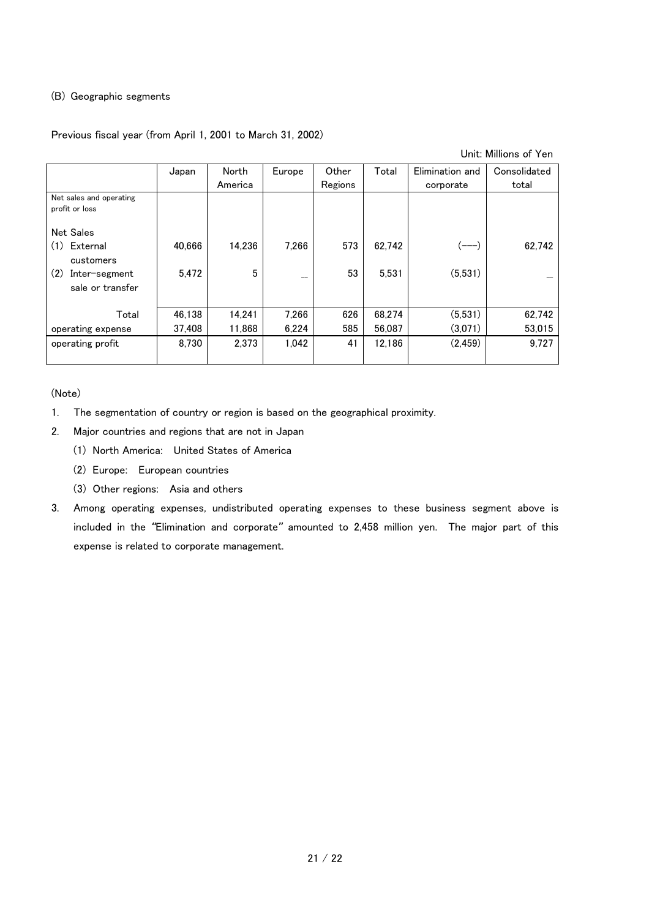(B) Geographic segments

Previous fiscal year (from April 1, 2001 to March 31, 2002)

Unit: Millions of Yen

| | Japan | North America | Europe | Other Regions | Total | Elimination and corporate | Consolidated total |
|---|---|---|---|---|---|---|---|
| Net sales and operating profit or loss | | | | | | | |
| Net Sales | | | | | | | |
| (1) External customers | 40,666 | 14,236 | 7,266 | 573 | 62,742 | (---) | 62,742 |
| (2) Inter-segment sale or transfer | 5,472 | 5 | \_ | 53 | 5,531 | (5,531) | \_ |
| Total | 46,138 | 14,241 | 7,266 | 626 | 68,274 | (5,531) | 62,742 |
| operating expense | 37,408 | 11,868 | 6,224 | 585 | 56,087 | (3,071) | 53,015 |
| operating profit | 8,730 | 2,373 | 1,042 | 41 | 12,186 | (2,459) | 9,727 |

(Note)

1. The segmentation of country or region is based on the geographical proximity.
2. Major countries and regions that are not in Japan
   (1) North America: United States of America
   (2) Europe: European countries
   (3) Other regions: Asia and others
3. Among operating expenses, undistributed operating expenses to these business segment above is included in the "Elimination and corporate" amounted to 2,458 million yen. The major part of this expense is related to corporate management.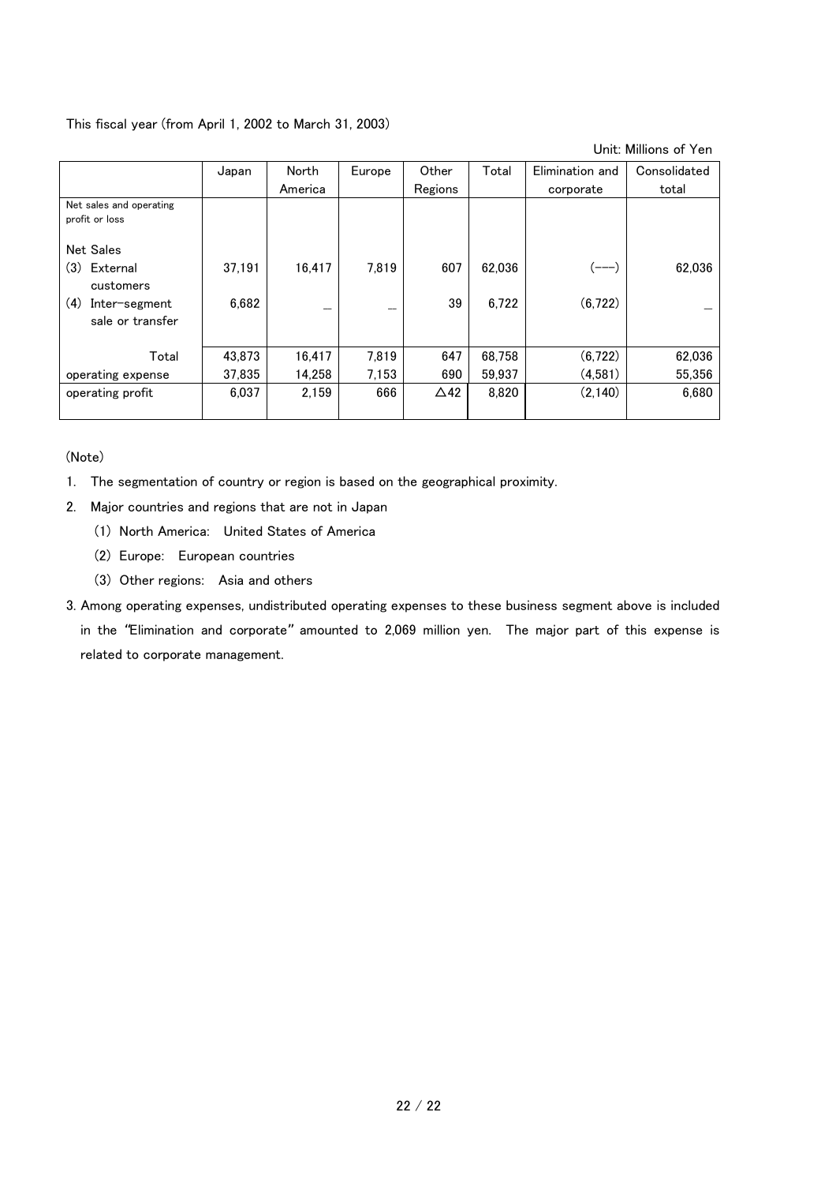This fiscal year (from April 1, 2002 to March 31, 2003)

Unit: Millions of Yen

| | Japan | North America | Europe | Other Regions | Total | Elimination and corporate | Consolidated total |
|---|---|---|---|---|---|---|---|
| Net sales and operating profit or loss | | | | | | | |
| Net Sales | | | | | | | |
| (3) External customers | 37,191 | 16,417 | 7,819 | 607 | 62,036 | (---) | 62,036 |
| (4) Inter-segment sale or transfer | 6,682 | – | – | 39 | 6,722 | (6,722) | – |
| Total | 43,873 | 16,417 | 7,819 | 647 | 68,758 | (6,722) | 62,036 |
| operating expense | 37,835 | 14,258 | 7,153 | 690 | 59,937 | (4,581) | 55,356 |
| operating profit | 6,037 | 2,159 | 666 | △42 | 8,820 | (2,140) | 6,680 |

(Note)

1. The segmentation of country or region is based on the geographical proximity.
2. Major countries and regions that are not in Japan
   (1) North America: United States of America
   (2) Europe: European countries
   (3) Other regions: Asia and others
3. Among operating expenses, undistributed operating expenses to these business segment above is included in the "Elimination and corporate" amounted to 2,069 million yen. The major part of this expense is related to corporate management.